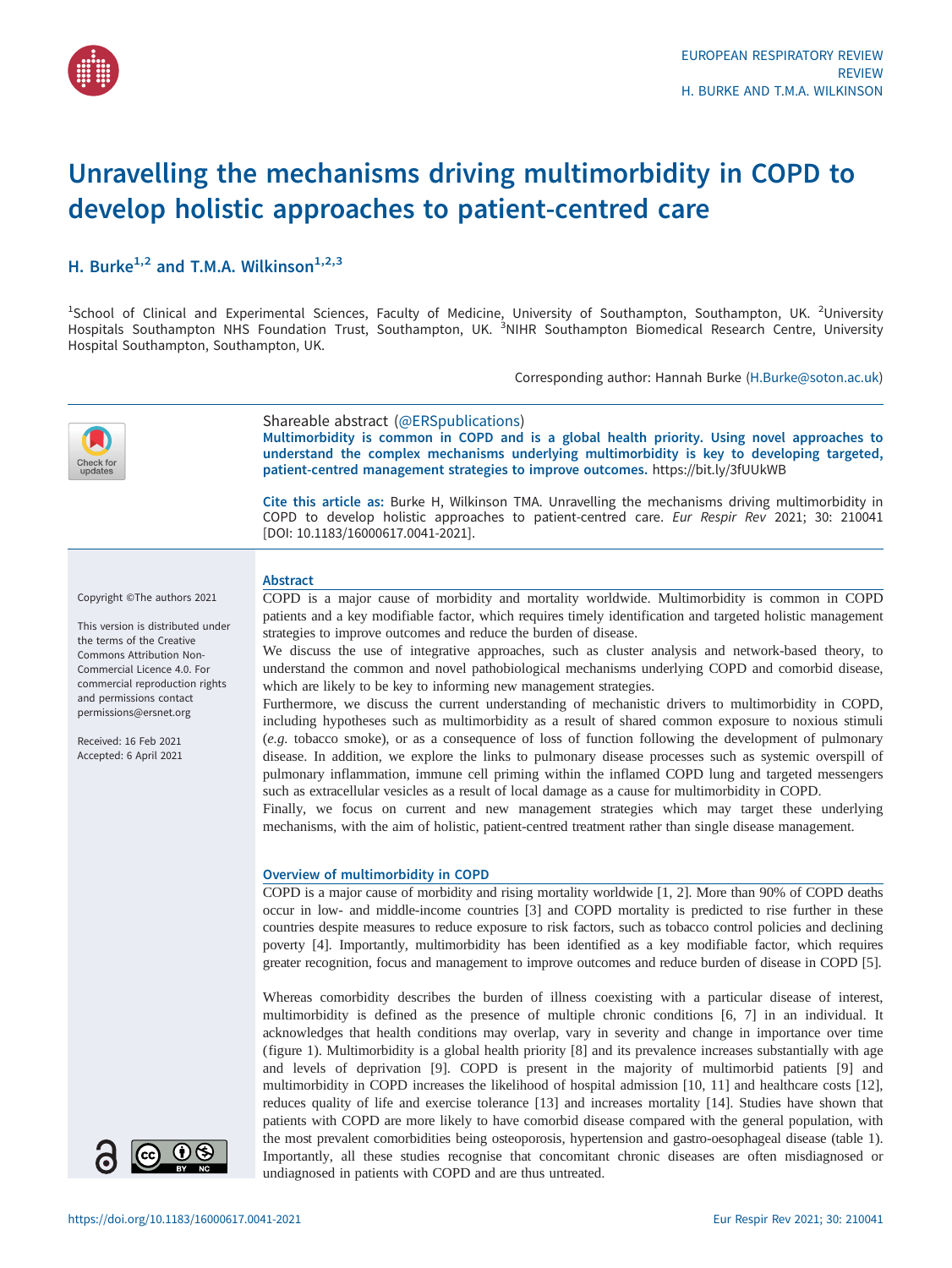# Unravelling the mechanisms driving multimorbidity in COPD to develop holistic approaches to patient-centred care

**H. Burke[1,2] and T.M.A. Wilkinson[1,2,3]**

[1]School of Clinical and Experimental Sciences, Faculty of Medicine, University of Southampton, Southampton, UK. [2]University Hospitals Southampton NHS Foundation Trust, Southampton, UK. [3]NIHR Southampton Biomedical Research Centre, University Hospital Southampton, Southampton, UK.

Corresponding author: Hannah Burke (H.Burke@soton.ac.uk)

Shareable abstract (@ERSpublications)
**Multimorbidity is common in COPD and is a global health priority. Using novel approaches to understand the complex mechanisms underlying multimorbidity is key to developing targeted, patient-centred management strategies to improve outcomes.** https://bit.ly/3fUUkWB

**Cite this article as:** Burke H, Wilkinson TMA. Unravelling the mechanisms driving multimorbidity in COPD to develop holistic approaches to patient-centred care. *Eur Respir Rev* 2021; 30: 210041 [DOI: 10.1183/16000617.0041-2021].

Copyright ©The authors 2021

This version is distributed under the terms of the Creative Commons Attribution Non-Commercial Licence 4.0. For commercial reproduction rights and permissions contact permissions@ersnet.org

Received: 16 Feb 2021
Accepted: 6 April 2021

## Abstract

COPD is a major cause of morbidity and mortality worldwide. Multimorbidity is common in COPD patients and a key modifiable factor, which requires timely identification and targeted holistic management strategies to improve outcomes and reduce the burden of disease.

We discuss the use of integrative approaches, such as cluster analysis and network-based theory, to understand the common and novel pathobiological mechanisms underlying COPD and comorbid disease, which are likely to be key to informing new management strategies.

Furthermore, we discuss the current understanding of mechanistic drivers to multimorbidity in COPD, including hypotheses such as multimorbidity as a result of shared common exposure to noxious stimuli (*e.g.* tobacco smoke), or as a consequence of loss of function following the development of pulmonary disease. In addition, we explore the links to pulmonary disease processes such as systemic overspill of pulmonary inflammation, immune cell priming within the inflamed COPD lung and targeted messengers such as extracellular vesicles as a result of local damage as a cause for multimorbidity in COPD.

Finally, we focus on current and new management strategies which may target these underlying mechanisms, with the aim of holistic, patient-centred treatment rather than single disease management.

## Overview of multimorbidity in COPD

COPD is a major cause of morbidity and rising mortality worldwide [1, 2]. More than 90% of COPD deaths occur in low- and middle-income countries [3] and COPD mortality is predicted to rise further in these countries despite measures to reduce exposure to risk factors, such as tobacco control policies and declining poverty [4]. Importantly, multimorbidity has been identified as a key modifiable factor, which requires greater recognition, focus and management to improve outcomes and reduce burden of disease in COPD [5].

Whereas comorbidity describes the burden of illness coexisting with a particular disease of interest, multimorbidity is defined as the presence of multiple chronic conditions [6, 7] in an individual. It acknowledges that health conditions may overlap, vary in severity and change in importance over time (figure 1). Multimorbidity is a global health priority [8] and its prevalence increases substantially with age and levels of deprivation [9]. COPD is present in the majority of multimorbid patients [9] and multimorbidity in COPD increases the likelihood of hospital admission [10, 11] and healthcare costs [12], reduces quality of life and exercise tolerance [13] and increases mortality [14]. Studies have shown that patients with COPD are more likely to have comorbid disease compared with the general population, with the most prevalent comorbidities being osteoporosis, hypertension and gastro-oesophageal disease (table 1). Importantly, all these studies recognise that concomitant chronic diseases are often misdiagnosed or undiagnosed in patients with COPD and are thus untreated.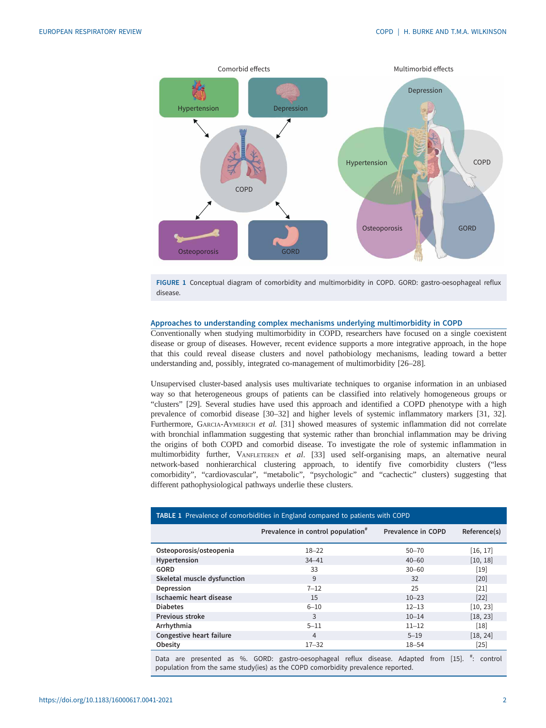FIGURE 1 Conceptual diagram of comorbidity and multimorbidity in COPD. GORD: gastro-oesophageal reflux disease.

## Approaches to understanding complex mechanisms underlying multimorbidity in COPD

Conventionally when studying multimorbidity in COPD, researchers have focused on a single coexistent disease or group of diseases. However, recent evidence supports a more integrative approach, in the hope that this could reveal disease clusters and novel pathobiology mechanisms, leading toward a better understanding and, possibly, integrated co-management of multimorbidity [26–28].

Unsupervised cluster-based analysis uses multivariate techniques to organise information in an unbiased way so that heterogeneous groups of patients can be classified into relatively homogeneous groups or "clusters" [29]. Several studies have used this approach and identified a COPD phenotype with a high prevalence of comorbid disease [30–32] and higher levels of systemic inflammatory markers [31, 32]. Furthermore, Garcia-Aymerich *et al.* [31] showed measures of systemic inflammation did not correlate with bronchial inflammation suggesting that systemic rather than bronchial inflammation may be driving the origins of both COPD and comorbid disease. To investigate the role of systemic inflammation in multimorbidity further, Vanfleteren *et al.* [33] used self-organising maps, an alternative neural network-based nonhierarchical clustering approach, to identify five comorbidity clusters ("less comorbidity", "cardiovascular", "metabolic", "psychologic" and "cachectic" clusters) suggesting that different pathophysiological pathways underlie these clusters.

**TABLE 1** Prevalence of comorbidities in England compared to patients with COPD

| | Prevalence in control population# | Prevalence in COPD | Reference(s) |
|---|---|---|---|
| **Osteoporosis/osteopenia** | 18–22 | 50–70 | [16, 17] |
| **Hypertension** | 34–41 | 40–60 | [10, 18] |
| **GORD** | 33 | 30–60 | [19] |
| **Skeletal muscle dysfunction** | 9 | 32 | [20] |
| **Depression** | 7–12 | 25 | [21] |
| **Ischaemic heart disease** | 15 | 10–23 | [22] |
| **Diabetes** | 6–10 | 12–13 | [10, 23] |
| **Previous stroke** | 3 | 10–14 | [18, 23] |
| **Arrhythmia** | 5–11 | 11–12 | [18] |
| **Congestive heart failure** | 4 | 5–19 | [18, 24] |
| **Obesity** | 17–32 | 18–54 | [25] |

Data are presented as %. GORD: gastro-oesophageal reflux disease. Adapted from [15]. #: control population from the same study(ies) as the COPD comorbidity prevalence reported.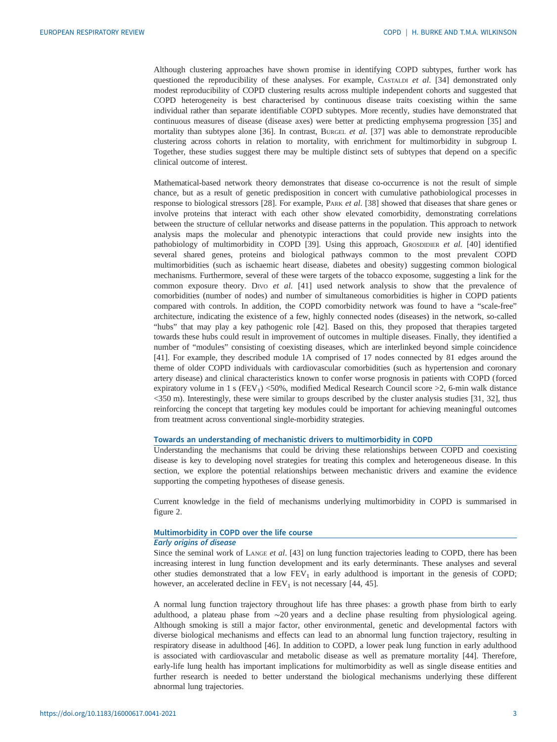Although clustering approaches have shown promise in identifying COPD subtypes, further work has questioned the reproducibility of these analyses. For example, Castaldi *et al*. [34] demonstrated only modest reproducibility of COPD clustering results across multiple independent cohorts and suggested that COPD heterogeneity is best characterised by continuous disease traits coexisting within the same individual rather than separate identifiable COPD subtypes. More recently, studies have demonstrated that continuous measures of disease (disease axes) were better at predicting emphysema progression [35] and mortality than subtypes alone [36]. In contrast, Burgel *et al*. [37] was able to demonstrate reproducible clustering across cohorts in relation to mortality, with enrichment for multimorbidity in subgroup I. Together, these studies suggest there may be multiple distinct sets of subtypes that depend on a specific clinical outcome of interest.

Mathematical-based network theory demonstrates that disease co-occurrence is not the result of simple chance, but as a result of genetic predisposition in concert with cumulative pathobiological processes in response to biological stressors [28]. For example, Park *et al*. [38] showed that diseases that share genes or involve proteins that interact with each other show elevated comorbidity, demonstrating correlations between the structure of cellular networks and disease patterns in the population. This approach to network analysis maps the molecular and phenotypic interactions that could provide new insights into the pathobiology of multimorbidity in COPD [39]. Using this approach, Grosdidier *et al*. [40] identified several shared genes, proteins and biological pathways common to the most prevalent COPD multimorbidities (such as ischaemic heart disease, diabetes and obesity) suggesting common biological mechanisms. Furthermore, several of these were targets of the tobacco exposome, suggesting a link for the common exposure theory. Divo *et al*. [41] used network analysis to show that the prevalence of comorbidities (number of nodes) and number of simultaneous comorbidities is higher in COPD patients compared with controls. In addition, the COPD comorbidity network was found to have a "scale-free" architecture, indicating the existence of a few, highly connected nodes (diseases) in the network, so-called "hubs" that may play a key pathogenic role [42]. Based on this, they proposed that therapies targeted towards these hubs could result in improvement of outcomes in multiple diseases. Finally, they identified a number of "modules" consisting of coexisting diseases, which are interlinked beyond simple coincidence [41]. For example, they described module 1A comprised of 17 nodes connected by 81 edges around the theme of older COPD individuals with cardiovascular comorbidities (such as hypertension and coronary artery disease) and clinical characteristics known to confer worse prognosis in patients with COPD (forced expiratory volume in 1 s ($FEV_1$) <50%, modified Medical Research Council score >2, 6-min walk distance <350 m). Interestingly, these were similar to groups described by the cluster analysis studies [31, 32], thus reinforcing the concept that targeting key modules could be important for achieving meaningful outcomes from treatment across conventional single-morbidity strategies.

## Towards an understanding of mechanistic drivers to multimorbidity in COPD

Understanding the mechanisms that could be driving these relationships between COPD and coexisting disease is key to developing novel strategies for treating this complex and heterogeneous disease. In this section, we explore the potential relationships between mechanistic drivers and examine the evidence supporting the competing hypotheses of disease genesis.

Current knowledge in the field of mechanisms underlying multimorbidity in COPD is summarised in figure 2.

## Multimorbidity in COPD over the life course

### Early origins of disease

Since the seminal work of Lange *et al*. [43] on lung function trajectories leading to COPD, there has been increasing interest in lung function development and its early determinants. These analyses and several other studies demonstrated that a low $FEV_1$ in early adulthood is important in the genesis of COPD; however, an accelerated decline in $FEV_1$ is not necessary [44, 45].

A normal lung function trajectory throughout life has three phases: a growth phase from birth to early adulthood, a plateau phase from ∼20 years and a decline phase resulting from physiological ageing. Although smoking is still a major factor, other environmental, genetic and developmental factors with diverse biological mechanisms and effects can lead to an abnormal lung function trajectory, resulting in respiratory disease in adulthood [46]. In addition to COPD, a lower peak lung function in early adulthood is associated with cardiovascular and metabolic disease as well as premature mortality [44]. Therefore, early-life lung health has important implications for multimorbidity as well as single disease entities and further research is needed to better understand the biological mechanisms underlying these different abnormal lung trajectories.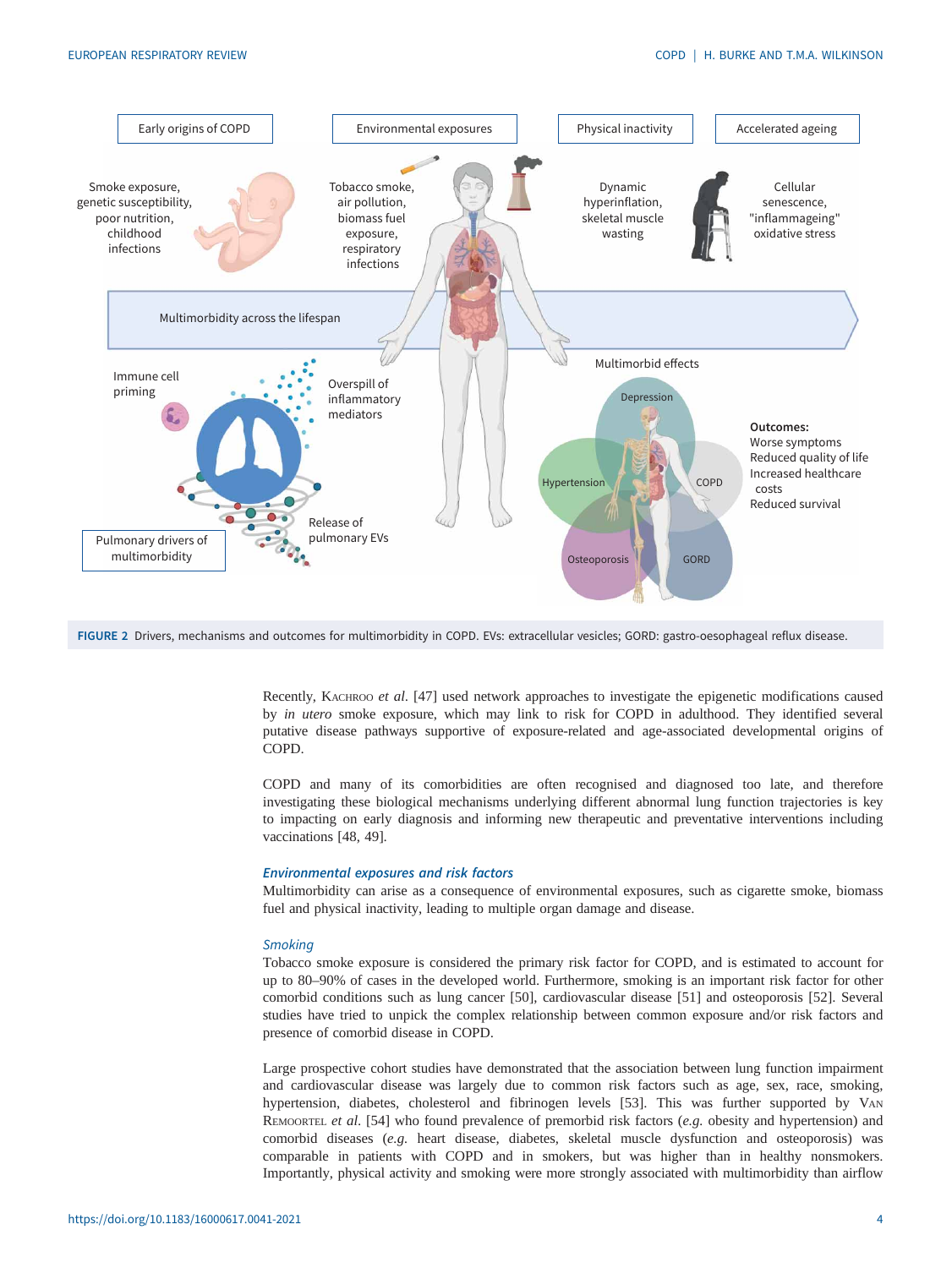FIGURE 2 Drivers, mechanisms and outcomes for multimorbidity in COPD. EVs: extracellular vesicles; GORD: gastro-oesophageal reflux disease.

Recently, KACHROO *et al.* [47] used network approaches to investigate the epigenetic modifications caused by *in utero* smoke exposure, which may link to risk for COPD in adulthood. They identified several putative disease pathways supportive of exposure-related and age-associated developmental origins of COPD.

COPD and many of its comorbidities are often recognised and diagnosed too late, and therefore investigating these biological mechanisms underlying different abnormal lung function trajectories is key to impacting on early diagnosis and informing new therapeutic and preventative interventions including vaccinations [48, 49].

### *Environmental exposures and risk factors*

Multimorbidity can arise as a consequence of environmental exposures, such as cigarette smoke, biomass fuel and physical inactivity, leading to multiple organ damage and disease.

#### *Smoking*

Tobacco smoke exposure is considered the primary risk factor for COPD, and is estimated to account for up to 80–90% of cases in the developed world. Furthermore, smoking is an important risk factor for other comorbid conditions such as lung cancer [50], cardiovascular disease [51] and osteoporosis [52]. Several studies have tried to unpick the complex relationship between common exposure and/or risk factors and presence of comorbid disease in COPD.

Large prospective cohort studies have demonstrated that the association between lung function impairment and cardiovascular disease was largely due to common risk factors such as age, sex, race, smoking, hypertension, diabetes, cholesterol and fibrinogen levels [53]. This was further supported by VAN REMOORTEL *et al.* [54] who found prevalence of premorbid risk factors (*e.g.* obesity and hypertension) and comorbid diseases (*e.g.* heart disease, diabetes, skeletal muscle dysfunction and osteoporosis) was comparable in patients with COPD and in smokers, but was higher than in healthy nonsmokers. Importantly, physical activity and smoking were more strongly associated with multimorbidity than airflow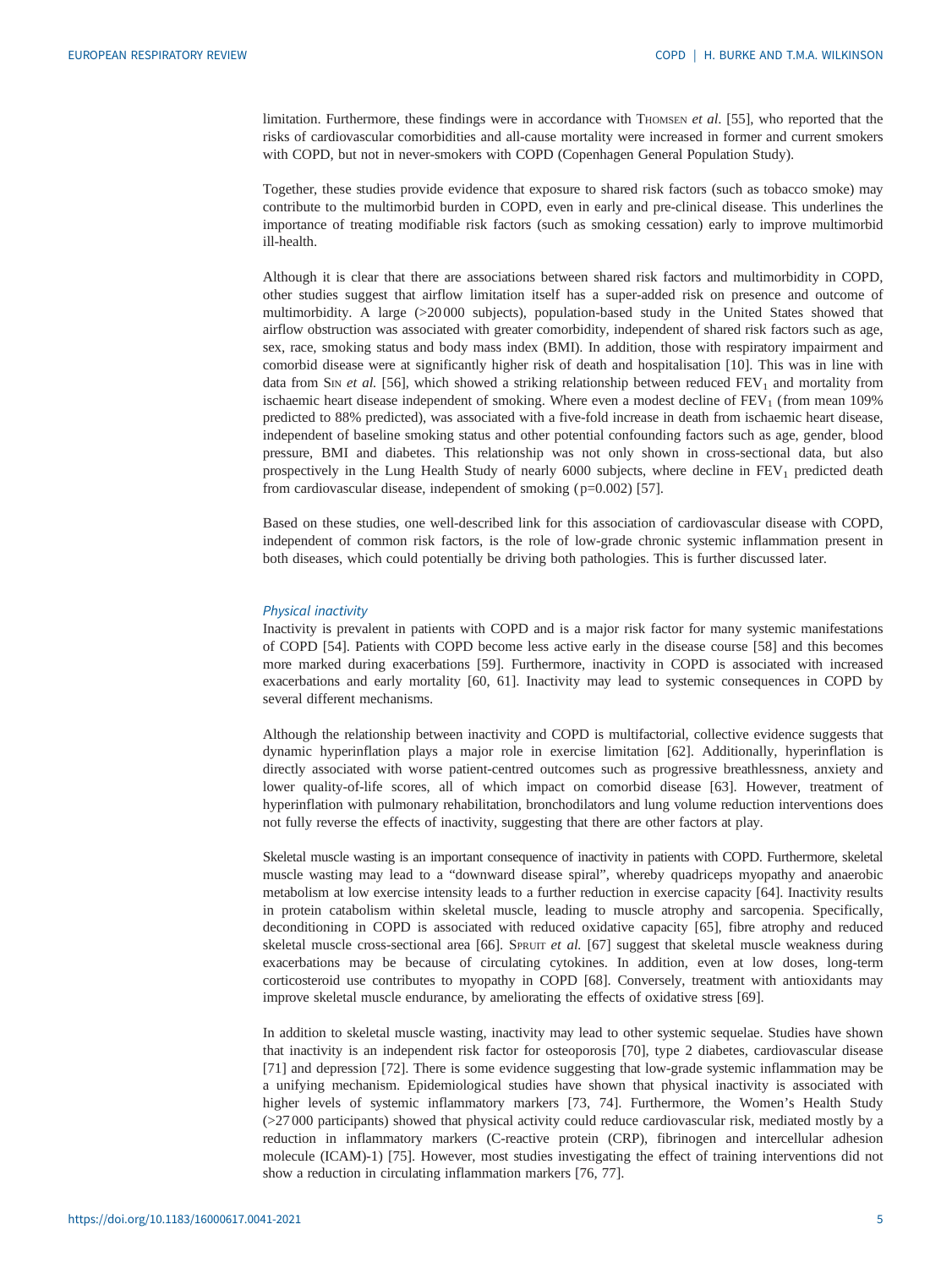limitation. Furthermore, these findings were in accordance with THOMSEN *et al.* [55], who reported that the risks of cardiovascular comorbidities and all-cause mortality were increased in former and current smokers with COPD, but not in never-smokers with COPD (Copenhagen General Population Study).

Together, these studies provide evidence that exposure to shared risk factors (such as tobacco smoke) may contribute to the multimorbid burden in COPD, even in early and pre-clinical disease. This underlines the importance of treating modifiable risk factors (such as smoking cessation) early to improve multimorbid ill-health.

Although it is clear that there are associations between shared risk factors and multimorbidity in COPD, other studies suggest that airflow limitation itself has a super-added risk on presence and outcome of multimorbidity. A large (>20 000 subjects), population-based study in the United States showed that airflow obstruction was associated with greater comorbidity, independent of shared risk factors such as age, sex, race, smoking status and body mass index (BMI). In addition, those with respiratory impairment and comorbid disease were at significantly higher risk of death and hospitalisation [10]. This was in line with data from SIN *et al.* [56], which showed a striking relationship between reduced $FEV_1$ and mortality from ischaemic heart disease independent of smoking. Where even a modest decline of $FEV_1$ (from mean 109% predicted to 88% predicted), was associated with a five-fold increase in death from ischaemic heart disease, independent of baseline smoking status and other potential confounding factors such as age, gender, blood pressure, BMI and diabetes. This relationship was not only shown in cross-sectional data, but also prospectively in the Lung Health Study of nearly 6000 subjects, where decline in $FEV_1$ predicted death from cardiovascular disease, independent of smoking ($p=0.002$) [57].

Based on these studies, one well-described link for this association of cardiovascular disease with COPD, independent of common risk factors, is the role of low-grade chronic systemic inflammation present in both diseases, which could potentially be driving both pathologies. This is further discussed later.

### *Physical inactivity*

Inactivity is prevalent in patients with COPD and is a major risk factor for many systemic manifestations of COPD [54]. Patients with COPD become less active early in the disease course [58] and this becomes more marked during exacerbations [59]. Furthermore, inactivity in COPD is associated with increased exacerbations and early mortality [60, 61]. Inactivity may lead to systemic consequences in COPD by several different mechanisms.

Although the relationship between inactivity and COPD is multifactorial, collective evidence suggests that dynamic hyperinflation plays a major role in exercise limitation [62]. Additionally, hyperinflation is directly associated with worse patient-centred outcomes such as progressive breathlessness, anxiety and lower quality-of-life scores, all of which impact on comorbid disease [63]. However, treatment of hyperinflation with pulmonary rehabilitation, bronchodilators and lung volume reduction interventions does not fully reverse the effects of inactivity, suggesting that there are other factors at play.

Skeletal muscle wasting is an important consequence of inactivity in patients with COPD. Furthermore, skeletal muscle wasting may lead to a "downward disease spiral", whereby quadriceps myopathy and anaerobic metabolism at low exercise intensity leads to a further reduction in exercise capacity [64]. Inactivity results in protein catabolism within skeletal muscle, leading to muscle atrophy and sarcopenia. Specifically, deconditioning in COPD is associated with reduced oxidative capacity [65], fibre atrophy and reduced skeletal muscle cross-sectional area [66]. SPRUIT *et al.* [67] suggest that skeletal muscle weakness during exacerbations may be because of circulating cytokines. In addition, even at low doses, long-term corticosteroid use contributes to myopathy in COPD [68]. Conversely, treatment with antioxidants may improve skeletal muscle endurance, by ameliorating the effects of oxidative stress [69].

In addition to skeletal muscle wasting, inactivity may lead to other systemic sequelae. Studies have shown that inactivity is an independent risk factor for osteoporosis [70], type 2 diabetes, cardiovascular disease [71] and depression [72]. There is some evidence suggesting that low-grade systemic inflammation may be a unifying mechanism. Epidemiological studies have shown that physical inactivity is associated with higher levels of systemic inflammatory markers [73, 74]. Furthermore, the Women's Health Study (>27 000 participants) showed that physical activity could reduce cardiovascular risk, mediated mostly by a reduction in inflammatory markers (C-reactive protein (CRP), fibrinogen and intercellular adhesion molecule (ICAM)-1) [75]. However, most studies investigating the effect of training interventions did not show a reduction in circulating inflammation markers [76, 77].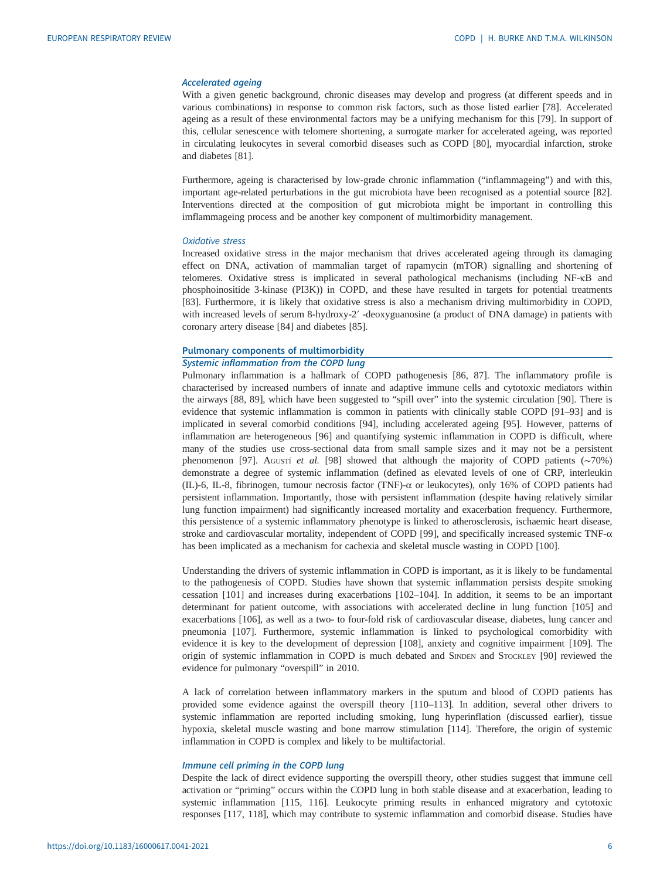### *Accelerated ageing*

With a given genetic background, chronic diseases may develop and progress (at different speeds and in various combinations) in response to common risk factors, such as those listed earlier [78]. Accelerated ageing as a result of these environmental factors may be a unifying mechanism for this [79]. In support of this, cellular senescence with telomere shortening, a surrogate marker for accelerated ageing, was reported in circulating leukocytes in several comorbid diseases such as COPD [80], myocardial infarction, stroke and diabetes [81].

Furthermore, ageing is characterised by low-grade chronic inflammation ("inflammageing") and with this, important age-related perturbations in the gut microbiota have been recognised as a potential source [82]. Interventions directed at the composition of gut microbiota might be important in controlling this imflammageing process and be another key component of multimorbidity management.

### *Oxidative stress*

Increased oxidative stress in the major mechanism that drives accelerated ageing through its damaging effect on DNA, activation of mammalian target of rapamycin (mTOR) signalling and shortening of telomeres. Oxidative stress is implicated in several pathological mechanisms (including NF-κB and phosphoinositide 3-kinase (PI3K)) in COPD, and these have resulted in targets for potential treatments [83]. Furthermore, it is likely that oxidative stress is also a mechanism driving multimorbidity in COPD, with increased levels of serum 8-hydroxy-2′ -deoxyguanosine (a product of DNA damage) in patients with coronary artery disease [84] and diabetes [85].

## Pulmonary components of multimorbidity

### *Systemic inflammation from the COPD lung*

Pulmonary inflammation is a hallmark of COPD pathogenesis [86, 87]. The inflammatory profile is characterised by increased numbers of innate and adaptive immune cells and cytotoxic mediators within the airways [88, 89], which have been suggested to "spill over" into the systemic circulation [90]. There is evidence that systemic inflammation is common in patients with clinically stable COPD [91–93] and is implicated in several comorbid conditions [94], including accelerated ageing [95]. However, patterns of inflammation are heterogeneous [96] and quantifying systemic inflammation in COPD is difficult, where many of the studies use cross-sectional data from small sample sizes and it may not be a persistent phenomenon [97]. Agustí *et al.* [98] showed that although the majority of COPD patients (∼70%) demonstrate a degree of systemic inflammation (defined as elevated levels of one of CRP, interleukin (IL)-6, IL-8, fibrinogen, tumour necrosis factor (TNF)-α or leukocytes), only 16% of COPD patients had persistent inflammation. Importantly, those with persistent inflammation (despite having relatively similar lung function impairment) had significantly increased mortality and exacerbation frequency. Furthermore, this persistence of a systemic inflammatory phenotype is linked to atherosclerosis, ischaemic heart disease, stroke and cardiovascular mortality, independent of COPD [99], and specifically increased systemic TNF-α has been implicated as a mechanism for cachexia and skeletal muscle wasting in COPD [100].

Understanding the drivers of systemic inflammation in COPD is important, as it is likely to be fundamental to the pathogenesis of COPD. Studies have shown that systemic inflammation persists despite smoking cessation [101] and increases during exacerbations [102–104]. In addition, it seems to be an important determinant for patient outcome, with associations with accelerated decline in lung function [105] and exacerbations [106], as well as a two- to four-fold risk of cardiovascular disease, diabetes, lung cancer and pneumonia [107]. Furthermore, systemic inflammation is linked to psychological comorbidity with evidence it is key to the development of depression [108], anxiety and cognitive impairment [109]. The origin of systemic inflammation in COPD is much debated and Sinden and Stockley [90] reviewed the evidence for pulmonary "overspill" in 2010.

A lack of correlation between inflammatory markers in the sputum and blood of COPD patients has provided some evidence against the overspill theory [110–113]. In addition, several other drivers to systemic inflammation are reported including smoking, lung hyperinflation (discussed earlier), tissue hypoxia, skeletal muscle wasting and bone marrow stimulation [114]. Therefore, the origin of systemic inflammation in COPD is complex and likely to be multifactorial.

### *Immune cell priming in the COPD lung*

Despite the lack of direct evidence supporting the overspill theory, other studies suggest that immune cell activation or "priming" occurs within the COPD lung in both stable disease and at exacerbation, leading to systemic inflammation [115, 116]. Leukocyte priming results in enhanced migratory and cytotoxic responses [117, 118], which may contribute to systemic inflammation and comorbid disease. Studies have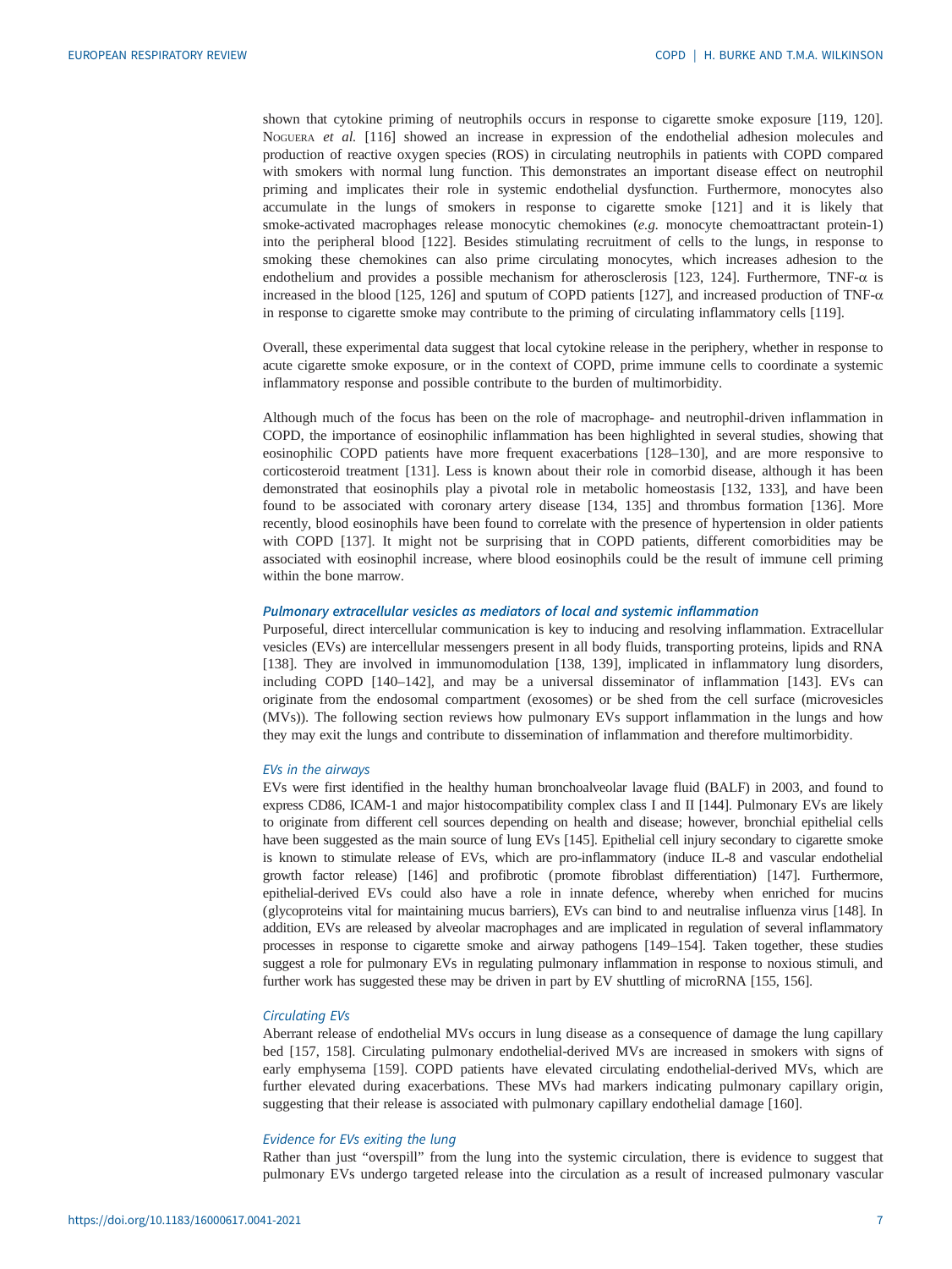shown that cytokine priming of neutrophils occurs in response to cigarette smoke exposure [119, 120]. Noguera *et al.* [116] showed an increase in expression of the endothelial adhesion molecules and production of reactive oxygen species (ROS) in circulating neutrophils in patients with COPD compared with smokers with normal lung function. This demonstrates an important disease effect on neutrophil priming and implicates their role in systemic endothelial dysfunction. Furthermore, monocytes also accumulate in the lungs of smokers in response to cigarette smoke [121] and it is likely that smoke-activated macrophages release monocytic chemokines (*e.g.* monocyte chemoattractant protein-1) into the peripheral blood [122]. Besides stimulating recruitment of cells to the lungs, in response to smoking these chemokines can also prime circulating monocytes, which increases adhesion to the endothelium and provides a possible mechanism for atherosclerosis [123, 124]. Furthermore, TNF-$\alpha$ is increased in the blood [125, 126] and sputum of COPD patients [127], and increased production of TNF-$\alpha$ in response to cigarette smoke may contribute to the priming of circulating inflammatory cells [119].

Overall, these experimental data suggest that local cytokine release in the periphery, whether in response to acute cigarette smoke exposure, or in the context of COPD, prime immune cells to coordinate a systemic inflammatory response and possible contribute to the burden of multimorbidity.

Although much of the focus has been on the role of macrophage- and neutrophil-driven inflammation in COPD, the importance of eosinophilic inflammation has been highlighted in several studies, showing that eosinophilic COPD patients have more frequent exacerbations [128–130], and are more responsive to corticosteroid treatment [131]. Less is known about their role in comorbid disease, although it has been demonstrated that eosinophils play a pivotal role in metabolic homeostasis [132, 133], and have been found to be associated with coronary artery disease [134, 135] and thrombus formation [136]. More recently, blood eosinophils have been found to correlate with the presence of hypertension in older patients with COPD [137]. It might not be surprising that in COPD patients, different comorbidities may be associated with eosinophil increase, where blood eosinophils could be the result of immune cell priming within the bone marrow.

### Pulmonary extracellular vesicles as mediators of local and systemic inflammation

Purposeful, direct intercellular communication is key to inducing and resolving inflammation. Extracellular vesicles (EVs) are intercellular messengers present in all body fluids, transporting proteins, lipids and RNA [138]. They are involved in immunomodulation [138, 139], implicated in inflammatory lung disorders, including COPD [140–142], and may be a universal disseminator of inflammation [143]. EVs can originate from the endosomal compartment (exosomes) or be shed from the cell surface (microvesicles (MVs)). The following section reviews how pulmonary EVs support inflammation in the lungs and how they may exit the lungs and contribute to dissemination of inflammation and therefore multimorbidity.

#### EVs in the airways

EVs were first identified in the healthy human bronchoalveolar lavage fluid (BALF) in 2003, and found to express CD86, ICAM-1 and major histocompatibility complex class I and II [144]. Pulmonary EVs are likely to originate from different cell sources depending on health and disease; however, bronchial epithelial cells have been suggested as the main source of lung EVs [145]. Epithelial cell injury secondary to cigarette smoke is known to stimulate release of EVs, which are pro-inflammatory (induce IL-8 and vascular endothelial growth factor release) [146] and profibrotic (promote fibroblast differentiation) [147]. Furthermore, epithelial-derived EVs could also have a role in innate defence, whereby when enriched for mucins (glycoproteins vital for maintaining mucus barriers), EVs can bind to and neutralise influenza virus [148]. In addition, EVs are released by alveolar macrophages and are implicated in regulation of several inflammatory processes in response to cigarette smoke and airway pathogens [149–154]. Taken together, these studies suggest a role for pulmonary EVs in regulating pulmonary inflammation in response to noxious stimuli, and further work has suggested these may be driven in part by EV shuttling of microRNA [155, 156].

#### Circulating EVs

Aberrant release of endothelial MVs occurs in lung disease as a consequence of damage the lung capillary bed [157, 158]. Circulating pulmonary endothelial-derived MVs are increased in smokers with signs of early emphysema [159]. COPD patients have elevated circulating endothelial-derived MVs, which are further elevated during exacerbations. These MVs had markers indicating pulmonary capillary origin, suggesting that their release is associated with pulmonary capillary endothelial damage [160].

#### Evidence for EVs exiting the lung

Rather than just "overspill" from the lung into the systemic circulation, there is evidence to suggest that pulmonary EVs undergo targeted release into the circulation as a result of increased pulmonary vascular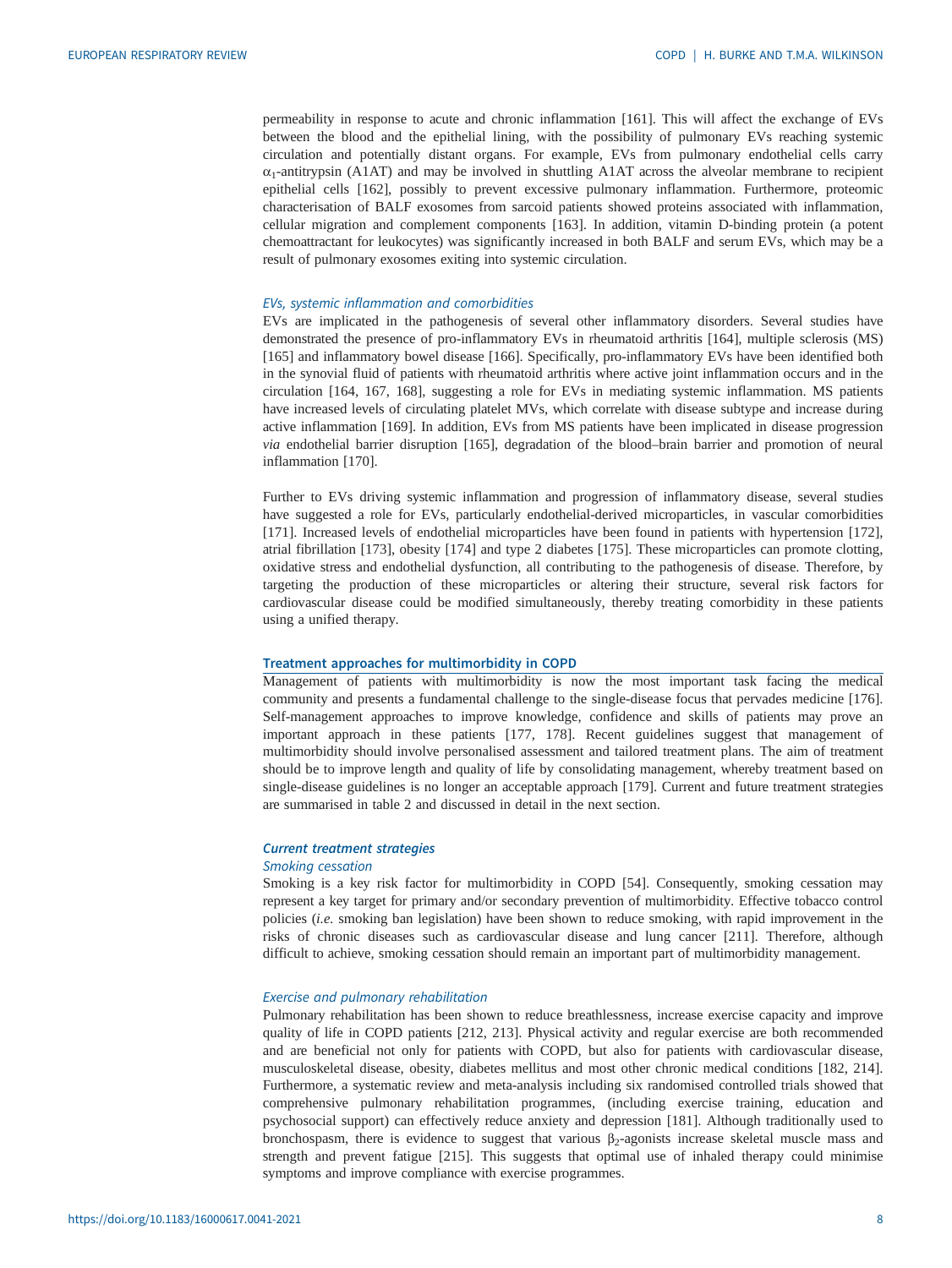permeability in response to acute and chronic inflammation [161]. This will affect the exchange of EVs between the blood and the epithelial lining, with the possibility of pulmonary EVs reaching systemic circulation and potentially distant organs. For example, EVs from pulmonary endothelial cells carry $\alpha_1$-antitrypsin (A1AT) and may be involved in shuttling A1AT across the alveolar membrane to recipient epithelial cells [162], possibly to prevent excessive pulmonary inflammation. Furthermore, proteomic characterisation of BALF exosomes from sarcoid patients showed proteins associated with inflammation, cellular migration and complement components [163]. In addition, vitamin D-binding protein (a potent chemoattractant for leukocytes) was significantly increased in both BALF and serum EVs, which may be a result of pulmonary exosomes exiting into systemic circulation.

#### *EVs, systemic inflammation and comorbidities*

EVs are implicated in the pathogenesis of several other inflammatory disorders. Several studies have demonstrated the presence of pro-inflammatory EVs in rheumatoid arthritis [164], multiple sclerosis (MS) [165] and inflammatory bowel disease [166]. Specifically, pro-inflammatory EVs have been identified both in the synovial fluid of patients with rheumatoid arthritis where active joint inflammation occurs and in the circulation [164, 167, 168], suggesting a role for EVs in mediating systemic inflammation. MS patients have increased levels of circulating platelet MVs, which correlate with disease subtype and increase during active inflammation [169]. In addition, EVs from MS patients have been implicated in disease progression *via* endothelial barrier disruption [165], degradation of the blood–brain barrier and promotion of neural inflammation [170].

Further to EVs driving systemic inflammation and progression of inflammatory disease, several studies have suggested a role for EVs, particularly endothelial-derived microparticles, in vascular comorbidities [171]. Increased levels of endothelial microparticles have been found in patients with hypertension [172], atrial fibrillation [173], obesity [174] and type 2 diabetes [175]. These microparticles can promote clotting, oxidative stress and endothelial dysfunction, all contributing to the pathogenesis of disease. Therefore, by targeting the production of these microparticles or altering their structure, several risk factors for cardiovascular disease could be modified simultaneously, thereby treating comorbidity in these patients using a unified therapy.

## Treatment approaches for multimorbidity in COPD

Management of patients with multimorbidity is now the most important task facing the medical community and presents a fundamental challenge to the single-disease focus that pervades medicine [176]. Self-management approaches to improve knowledge, confidence and skills of patients may prove an important approach in these patients [177, 178]. Recent guidelines suggest that management of multimorbidity should involve personalised assessment and tailored treatment plans. The aim of treatment should be to improve length and quality of life by consolidating management, whereby treatment based on single-disease guidelines is no longer an acceptable approach [179]. Current and future treatment strategies are summarised in table 2 and discussed in detail in the next section.

### *Current treatment strategies*

#### *Smoking cessation*

Smoking is a key risk factor for multimorbidity in COPD [54]. Consequently, smoking cessation may represent a key target for primary and/or secondary prevention of multimorbidity. Effective tobacco control policies (*i.e.* smoking ban legislation) have been shown to reduce smoking, with rapid improvement in the risks of chronic diseases such as cardiovascular disease and lung cancer [211]. Therefore, although difficult to achieve, smoking cessation should remain an important part of multimorbidity management.

#### *Exercise and pulmonary rehabilitation*

Pulmonary rehabilitation has been shown to reduce breathlessness, increase exercise capacity and improve quality of life in COPD patients [212, 213]. Physical activity and regular exercise are both recommended and are beneficial not only for patients with COPD, but also for patients with cardiovascular disease, musculoskeletal disease, obesity, diabetes mellitus and most other chronic medical conditions [182, 214]. Furthermore, a systematic review and meta-analysis including six randomised controlled trials showed that comprehensive pulmonary rehabilitation programmes, (including exercise training, education and psychosocial support) can effectively reduce anxiety and depression [181]. Although traditionally used to bronchospasm, there is evidence to suggest that various $\beta_2$-agonists increase skeletal muscle mass and strength and prevent fatigue [215]. This suggests that optimal use of inhaled therapy could minimise symptoms and improve compliance with exercise programmes.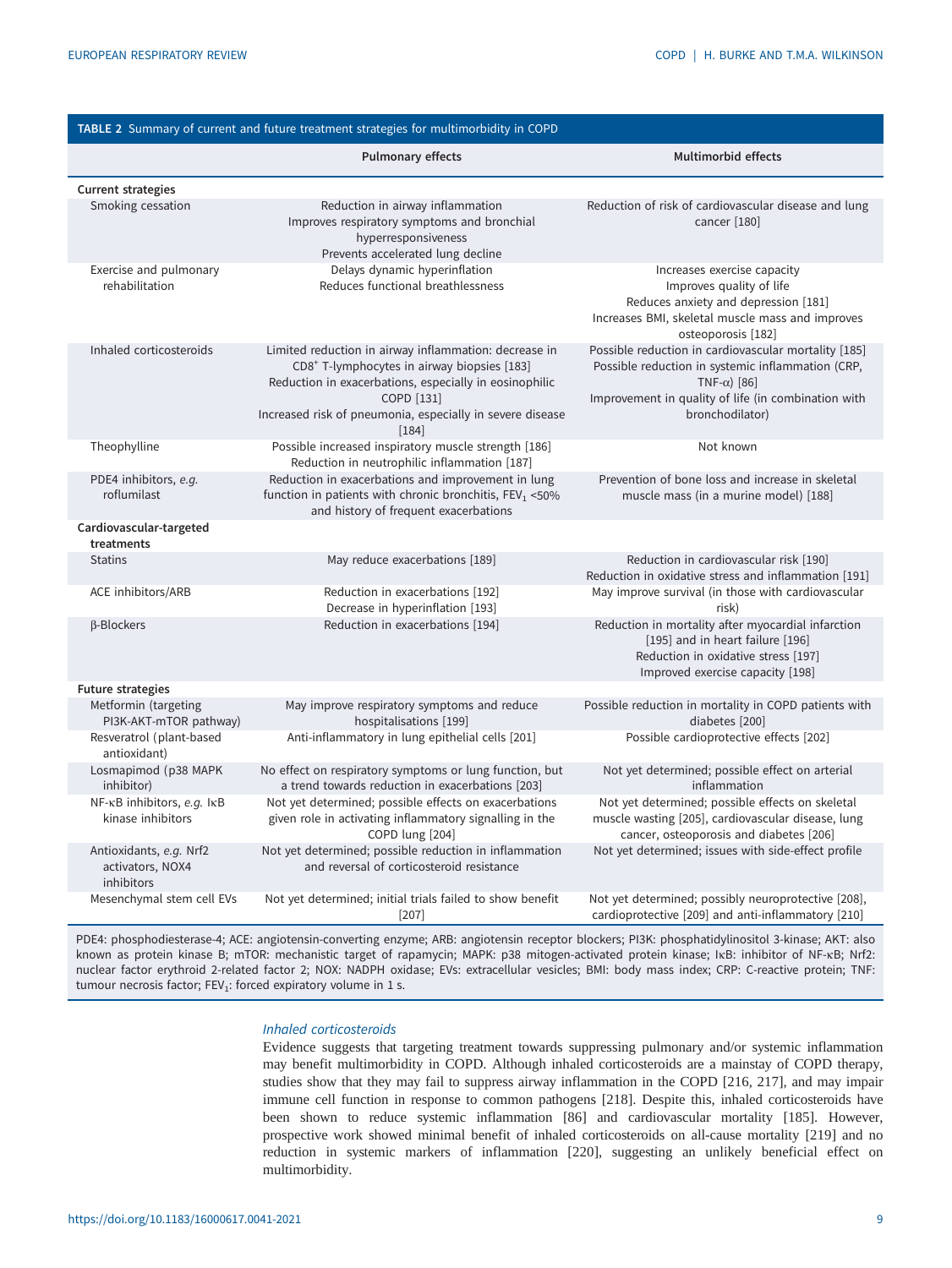**TABLE 2** Summary of current and future treatment strategies for multimorbidity in COPD

| | Pulmonary effects | Multimorbid effects |
|---|---|---|
| **Current strategies** | | |
| Smoking cessation | Reduction in airway inflammation<br>Improves respiratory symptoms and bronchial hyperresponsiveness<br>Prevents accelerated lung decline | Reduction of risk of cardiovascular disease and lung cancer [180] |
| Exercise and pulmonary rehabilitation | Delays dynamic hyperinflation<br>Reduces functional breathlessness | Increases exercise capacity<br>Improves quality of life<br>Reduces anxiety and depression [181]<br>Increases BMI, skeletal muscle mass and improves osteoporosis [182] |
| Inhaled corticosteroids | Limited reduction in airway inflammation: decrease in $CD8^+$ T-lymphocytes in airway biopsies [183]<br>Reduction in exacerbations, especially in eosinophilic COPD [131]<br>Increased risk of pneumonia, especially in severe disease [184] | Possible reduction in cardiovascular mortality [185]<br>Possible reduction in systemic inflammation (CRP, TNF-α) [86]<br>Improvement in quality of life (in combination with bronchodilator) |
| Theophylline | Possible increased inspiratory muscle strength [186]<br>Reduction in neutrophilic inflammation [187] | Not known |
| PDE4 inhibitors, *e.g.* roflumilast | Reduction in exacerbations and improvement in lung function in patients with chronic bronchitis, $FEV_1$ <50% and history of frequent exacerbations | Prevention of bone loss and increase in skeletal muscle mass (in a murine model) [188] |
| **Cardiovascular-targeted treatments** | | |
| Statins | May reduce exacerbations [189] | Reduction in cardiovascular risk [190]<br>Reduction in oxidative stress and inflammation [191] |
| ACE inhibitors/ARB | Reduction in exacerbations [192]<br>Decrease in hyperinflation [193] | May improve survival (in those with cardiovascular risk) |
| β-Blockers | Reduction in exacerbations [194] | Reduction in mortality after myocardial infarction [195] and in heart failure [196]<br>Reduction in oxidative stress [197]<br>Improved exercise capacity [198] |
| **Future strategies** | | |
| Metformin (targeting PI3K-AKT-mTOR pathway) | May improve respiratory symptoms and reduce hospitalisations [199] | Possible reduction in mortality in COPD patients with diabetes [200] |
| Resveratrol (plant-based antioxidant) | Anti-inflammatory in lung epithelial cells [201] | Possible cardioprotective effects [202] |
| Losmapimod (p38 MAPK inhibitor) | No effect on respiratory symptoms or lung function, but a trend towards reduction in exacerbations [203] | Not yet determined; possible effect on arterial inflammation |
| NF-κB inhibitors, *e.g.* IκB kinase inhibitors | Not yet determined; possible effects on exacerbations given role in activating inflammatory signalling in the COPD lung [204] | Not yet determined; possible effects on skeletal muscle wasting [205], cardiovascular disease, lung cancer, osteoporosis and diabetes [206] |
| Antioxidants, *e.g.* Nrf2 activators, NOX4 inhibitors | Not yet determined; possible reduction in inflammation and reversal of corticosteroid resistance | Not yet determined; issues with side-effect profile |
| Mesenchymal stem cell EVs | Not yet determined; initial trials failed to show benefit [207] | Not yet determined; possibly neuroprotective [208], cardioprotective [209] and anti-inflammatory [210] |

PDE4: phosphodiesterase-4; ACE: angiotensin-converting enzyme; ARB: angiotensin receptor blockers; PI3K: phosphatidylinositol 3-kinase; AKT: also known as protein kinase B; mTOR: mechanistic target of rapamycin; MAPK: p38 mitogen-activated protein kinase; IκB: inhibitor of NF-κB; Nrf2: nuclear factor erythroid 2-related factor 2; NOX: NADPH oxidase; EVs: extracellular vesicles; BMI: body mass index; CRP: C-reactive protein; TNF: tumour necrosis factor; $FEV_1$: forced expiratory volume in 1 s.

### *Inhaled corticosteroids*

Evidence suggests that targeting treatment towards suppressing pulmonary and/or systemic inflammation may benefit multimorbidity in COPD. Although inhaled corticosteroids are a mainstay of COPD therapy, studies show that they may fail to suppress airway inflammation in the COPD [216, 217], and may impair immune cell function in response to common pathogens [218]. Despite this, inhaled corticosteroids have been shown to reduce systemic inflammation [86] and cardiovascular mortality [185]. However, prospective work showed minimal benefit of inhaled corticosteroids on all-cause mortality [219] and no reduction in systemic markers of inflammation [220], suggesting an unlikely beneficial effect on multimorbidity.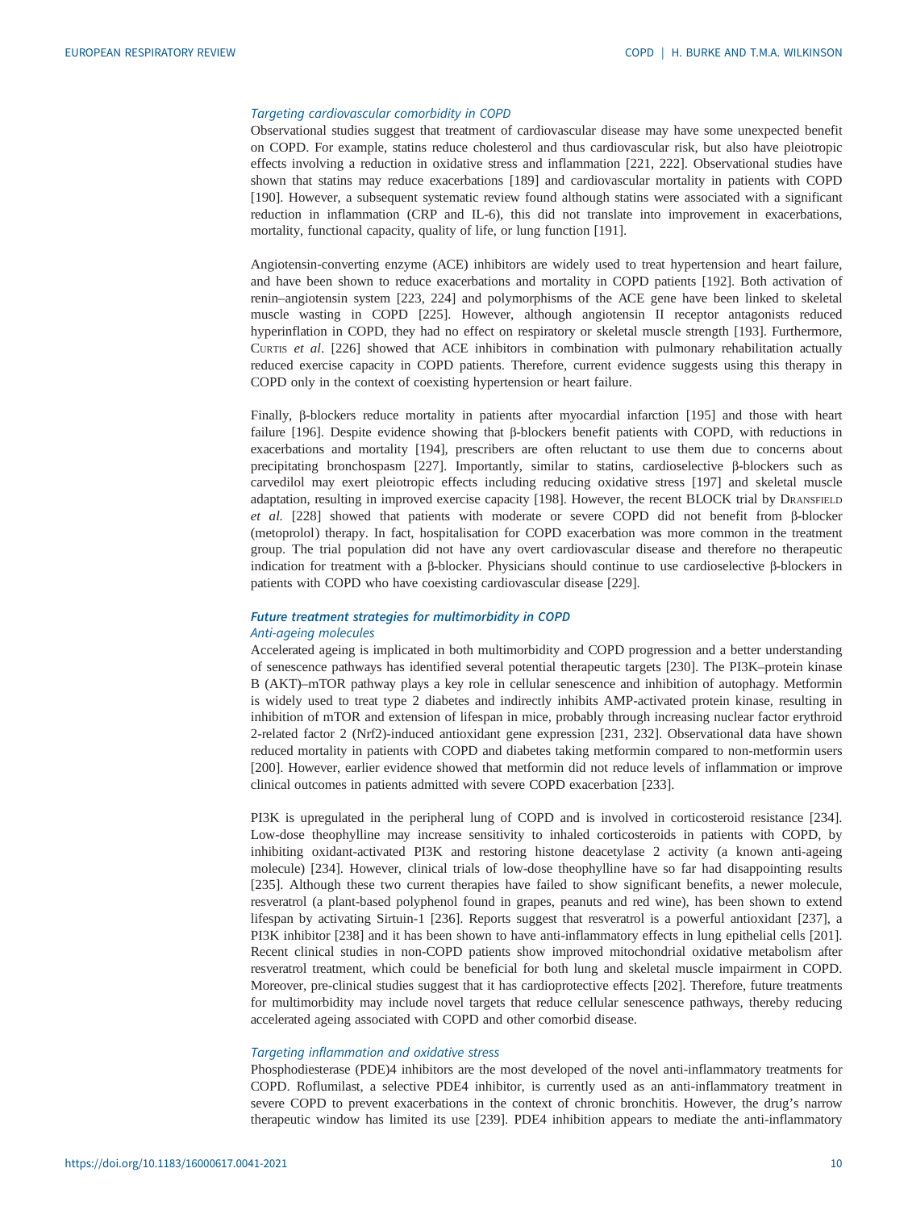### Targeting cardiovascular comorbidity in COPD

Observational studies suggest that treatment of cardiovascular disease may have some unexpected benefit on COPD. For example, statins reduce cholesterol and thus cardiovascular risk, but also have pleiotropic effects involving a reduction in oxidative stress and inflammation [221, 222]. Observational studies have shown that statins may reduce exacerbations [189] and cardiovascular mortality in patients with COPD [190]. However, a subsequent systematic review found although statins were associated with a significant reduction in inflammation (CRP and IL-6), this did not translate into improvement in exacerbations, mortality, functional capacity, quality of life, or lung function [191].

Angiotensin-converting enzyme (ACE) inhibitors are widely used to treat hypertension and heart failure, and have been shown to reduce exacerbations and mortality in COPD patients [192]. Both activation of renin–angiotensin system [223, 224] and polymorphisms of the ACE gene have been linked to skeletal muscle wasting in COPD [225]. However, although angiotensin II receptor antagonists reduced hyperinflation in COPD, they had no effect on respiratory or skeletal muscle strength [193]. Furthermore, Curtis *et al*. [226] showed that ACE inhibitors in combination with pulmonary rehabilitation actually reduced exercise capacity in COPD patients. Therefore, current evidence suggests using this therapy in COPD only in the context of coexisting hypertension or heart failure.

Finally, β-blockers reduce mortality in patients after myocardial infarction [195] and those with heart failure [196]. Despite evidence showing that β-blockers benefit patients with COPD, with reductions in exacerbations and mortality [194], prescribers are often reluctant to use them due to concerns about precipitating bronchospasm [227]. Importantly, similar to statins, cardioselective β-blockers such as carvedilol may exert pleiotropic effects including reducing oxidative stress [197] and skeletal muscle adaptation, resulting in improved exercise capacity [198]. However, the recent BLOCK trial by Dransfield *et al.* [228] showed that patients with moderate or severe COPD did not benefit from β-blocker (metoprolol) therapy. In fact, hospitalisation for COPD exacerbation was more common in the treatment group. The trial population did not have any overt cardiovascular disease and therefore no therapeutic indication for treatment with a β-blocker. Physicians should continue to use cardioselective β-blockers in patients with COPD who have coexisting cardiovascular disease [229].

## Future treatment strategies for multimorbidity in COPD

### Anti-ageing molecules

Accelerated ageing is implicated in both multimorbidity and COPD progression and a better understanding of senescence pathways has identified several potential therapeutic targets [230]. The PI3K–protein kinase B (AKT)–mTOR pathway plays a key role in cellular senescence and inhibition of autophagy. Metformin is widely used to treat type 2 diabetes and indirectly inhibits AMP-activated protein kinase, resulting in inhibition of mTOR and extension of lifespan in mice, probably through increasing nuclear factor erythroid 2-related factor 2 (Nrf2)-induced antioxidant gene expression [231, 232]. Observational data have shown reduced mortality in patients with COPD and diabetes taking metformin compared to non-metformin users [200]. However, earlier evidence showed that metformin did not reduce levels of inflammation or improve clinical outcomes in patients admitted with severe COPD exacerbation [233].

PI3K is upregulated in the peripheral lung of COPD and is involved in corticosteroid resistance [234]. Low-dose theophylline may increase sensitivity to inhaled corticosteroids in patients with COPD, by inhibiting oxidant-activated PI3K and restoring histone deacetylase 2 activity (a known anti-ageing molecule) [234]. However, clinical trials of low-dose theophylline have so far had disappointing results [235]. Although these two current therapies have failed to show significant benefits, a newer molecule, resveratrol (a plant-based polyphenol found in grapes, peanuts and red wine), has been shown to extend lifespan by activating Sirtuin-1 [236]. Reports suggest that resveratrol is a powerful antioxidant [237], a PI3K inhibitor [238] and it has been shown to have anti-inflammatory effects in lung epithelial cells [201]. Recent clinical studies in non-COPD patients show improved mitochondrial oxidative metabolism after resveratrol treatment, which could be beneficial for both lung and skeletal muscle impairment in COPD. Moreover, pre-clinical studies suggest that it has cardioprotective effects [202]. Therefore, future treatments for multimorbidity may include novel targets that reduce cellular senescence pathways, thereby reducing accelerated ageing associated with COPD and other comorbid disease.

### Targeting inflammation and oxidative stress

Phosphodiesterase (PDE)4 inhibitors are the most developed of the novel anti-inflammatory treatments for COPD. Roflumilast, a selective PDE4 inhibitor, is currently used as an anti-inflammatory treatment in severe COPD to prevent exacerbations in the context of chronic bronchitis. However, the drug's narrow therapeutic window has limited its use [239]. PDE4 inhibition appears to mediate the anti-inflammatory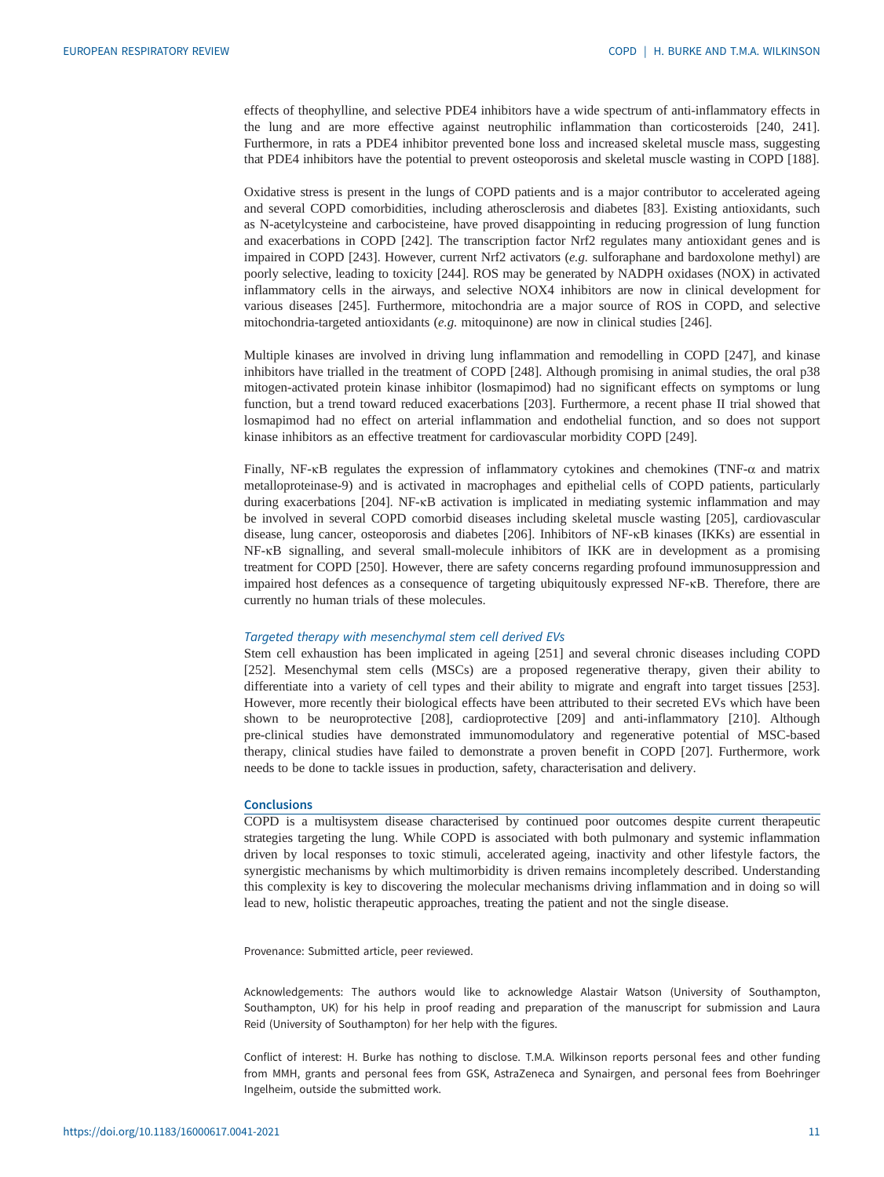effects of theophylline, and selective PDE4 inhibitors have a wide spectrum of anti-inflammatory effects in the lung and are more effective against neutrophilic inflammation than corticosteroids [240, 241]. Furthermore, in rats a PDE4 inhibitor prevented bone loss and increased skeletal muscle mass, suggesting that PDE4 inhibitors have the potential to prevent osteoporosis and skeletal muscle wasting in COPD [188].

Oxidative stress is present in the lungs of COPD patients and is a major contributor to accelerated ageing and several COPD comorbidities, including atherosclerosis and diabetes [83]. Existing antioxidants, such as N-acetylcysteine and carbocisteine, have proved disappointing in reducing progression of lung function and exacerbations in COPD [242]. The transcription factor Nrf2 regulates many antioxidant genes and is impaired in COPD [243]. However, current Nrf2 activators (*e.g.* sulforaphane and bardoxolone methyl) are poorly selective, leading to toxicity [244]. ROS may be generated by NADPH oxidases (NOX) in activated inflammatory cells in the airways, and selective NOX4 inhibitors are now in clinical development for various diseases [245]. Furthermore, mitochondria are a major source of ROS in COPD, and selective mitochondria-targeted antioxidants (*e.g.* mitoquinone) are now in clinical studies [246].

Multiple kinases are involved in driving lung inflammation and remodelling in COPD [247], and kinase inhibitors have trialled in the treatment of COPD [248]. Although promising in animal studies, the oral p38 mitogen-activated protein kinase inhibitor (losmapimod) had no significant effects on symptoms or lung function, but a trend toward reduced exacerbations [203]. Furthermore, a recent phase II trial showed that losmapimod had no effect on arterial inflammation and endothelial function, and so does not support kinase inhibitors as an effective treatment for cardiovascular morbidity COPD [249].

Finally, NF-κB regulates the expression of inflammatory cytokines and chemokines (TNF-α and matrix metalloproteinase-9) and is activated in macrophages and epithelial cells of COPD patients, particularly during exacerbations [204]. NF-κB activation is implicated in mediating systemic inflammation and may be involved in several COPD comorbid diseases including skeletal muscle wasting [205], cardiovascular disease, lung cancer, osteoporosis and diabetes [206]. Inhibitors of NF-κB kinases (IKKs) are essential in NF-κB signalling, and several small-molecule inhibitors of IKK are in development as a promising treatment for COPD [250]. However, there are safety concerns regarding profound immunosuppression and impaired host defences as a consequence of targeting ubiquitously expressed NF-κB. Therefore, there are currently no human trials of these molecules.

### *Targeted therapy with mesenchymal stem cell derived EVs*

Stem cell exhaustion has been implicated in ageing [251] and several chronic diseases including COPD [252]. Mesenchymal stem cells (MSCs) are a proposed regenerative therapy, given their ability to differentiate into a variety of cell types and their ability to migrate and engraft into target tissues [253]. However, more recently their biological effects have been attributed to their secreted EVs which have been shown to be neuroprotective [208], cardioprotective [209] and anti-inflammatory [210]. Although pre-clinical studies have demonstrated immunomodulatory and regenerative potential of MSC-based therapy, clinical studies have failed to demonstrate a proven benefit in COPD [207]. Furthermore, work needs to be done to tackle issues in production, safety, characterisation and delivery.

## Conclusions

COPD is a multisystem disease characterised by continued poor outcomes despite current therapeutic strategies targeting the lung. While COPD is associated with both pulmonary and systemic inflammation driven by local responses to toxic stimuli, accelerated ageing, inactivity and other lifestyle factors, the synergistic mechanisms by which multimorbidity is driven remains incompletely described. Understanding this complexity is key to discovering the molecular mechanisms driving inflammation and in doing so will lead to new, holistic therapeutic approaches, treating the patient and not the single disease.

Provenance: Submitted article, peer reviewed.

Acknowledgements: The authors would like to acknowledge Alastair Watson (University of Southampton, Southampton, UK) for his help in proof reading and preparation of the manuscript for submission and Laura Reid (University of Southampton) for her help with the figures.

Conflict of interest: H. Burke has nothing to disclose. T.M.A. Wilkinson reports personal fees and other funding from MMH, grants and personal fees from GSK, AstraZeneca and Synairgen, and personal fees from Boehringer Ingelheim, outside the submitted work.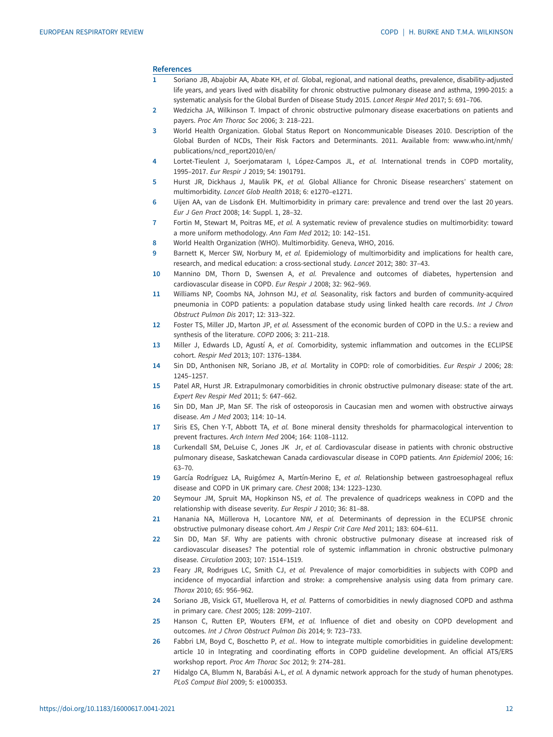## References

1. Soriano JB, Abajobir AA, Abate KH, *et al.* Global, regional, and national deaths, prevalence, disability-adjusted life years, and years lived with disability for chronic obstructive pulmonary disease and asthma, 1990-2015: a systematic analysis for the Global Burden of Disease Study 2015. *Lancet Respir Med* 2017; 5: 691–706.
2. Wedzicha JA, Wilkinson T. Impact of chronic obstructive pulmonary disease exacerbations on patients and payers. *Proc Am Thorac Soc* 2006; 3: 218–221.
3. World Health Organization. Global Status Report on Noncommunicable Diseases 2010. Description of the Global Burden of NCDs, Their Risk Factors and Determinants. 2011. Available from: www.who.int/nmh/publications/ncd_report2010/en/
4. Lortet-Tieulent J, Soerjomataram I, López-Campos JL, *et al.* International trends in COPD mortality, 1995–2017. *Eur Respir J* 2019; 54: 1901791.
5. Hurst JR, Dickhaus J, Maulik PK, *et al.* Global Alliance for Chronic Disease researchers' statement on multimorbidity. *Lancet Glob Health* 2018; 6: e1270–e1271.
6. Uijen AA, van de Lisdonk EH. Multimorbidity in primary care: prevalence and trend over the last 20 years. *Eur J Gen Pract* 2008; 14: Suppl. 1, 28–32.
7. Fortin M, Stewart M, Poitras ME, *et al.* A systematic review of prevalence studies on multimorbidity: toward a more uniform methodology. *Ann Fam Med* 2012; 10: 142–151.
8. World Health Organization (WHO). Multimorbidity. Geneva, WHO, 2016.
9. Barnett K, Mercer SW, Norbury M, *et al.* Epidemiology of multimorbidity and implications for health care, research, and medical education: a cross-sectional study. *Lancet* 2012; 380: 37–43.
10. Mannino DM, Thorn D, Swensen A, *et al.* Prevalence and outcomes of diabetes, hypertension and cardiovascular disease in COPD. *Eur Respir J* 2008; 32: 962–969.
11. Williams NP, Coombs NA, Johnson MJ, *et al.* Seasonality, risk factors and burden of community-acquired pneumonia in COPD patients: a population database study using linked health care records. *Int J Chron Obstruct Pulmon Dis* 2017; 12: 313–322.
12. Foster TS, Miller JD, Marton JP, *et al.* Assessment of the economic burden of COPD in the U.S.: a review and synthesis of the literature. *COPD* 2006; 3: 211–218.
13. Miller J, Edwards LD, Agustí A, *et al.* Comorbidity, systemic inflammation and outcomes in the ECLIPSE cohort. *Respir Med* 2013; 107: 1376–1384.
14. Sin DD, Anthonisen NR, Soriano JB, *et al.* Mortality in COPD: role of comorbidities. *Eur Respir J* 2006; 28: 1245–1257.
15. Patel AR, Hurst JR. Extrapulmonary comorbidities in chronic obstructive pulmonary disease: state of the art. *Expert Rev Respir Med* 2011; 5: 647–662.
16. Sin DD, Man JP, Man SF. The risk of osteoporosis in Caucasian men and women with obstructive airways disease. *Am J Med* 2003; 114: 10–14.
17. Siris ES, Chen Y-T, Abbott TA, *et al.* Bone mineral density thresholds for pharmacological intervention to prevent fractures. *Arch Intern Med* 2004; 164: 1108–1112.
18. Curkendall SM, DeLuise C, Jones JK Jr, *et al.* Cardiovascular disease in patients with chronic obstructive pulmonary disease, Saskatchewan Canada cardiovascular disease in COPD patients. *Ann Epidemiol* 2006; 16: 63–70.
19. García Rodríguez LA, Ruigómez A, Martín-Merino E, *et al.* Relationship between gastroesophageal reflux disease and COPD in UK primary care. *Chest* 2008; 134: 1223–1230.
20. Seymour JM, Spruit MA, Hopkinson NS, *et al.* The prevalence of quadriceps weakness in COPD and the relationship with disease severity. *Eur Respir J* 2010; 36: 81–88.
21. Hanania NA, Müllerova H, Locantore NW, *et al.* Determinants of depression in the ECLIPSE chronic obstructive pulmonary disease cohort. *Am J Respir Crit Care Med* 2011; 183: 604–611.
22. Sin DD, Man SF. Why are patients with chronic obstructive pulmonary disease at increased risk of cardiovascular diseases? The potential role of systemic inflammation in chronic obstructive pulmonary disease. *Circulation* 2003; 107: 1514–1519.
23. Feary JR, Rodrigues LC, Smith CJ, *et al.* Prevalence of major comorbidities in subjects with COPD and incidence of myocardial infarction and stroke: a comprehensive analysis using data from primary care. *Thorax* 2010; 65: 956–962.
24. Soriano JB, Visick GT, Muellerova H, *et al.* Patterns of comorbidities in newly diagnosed COPD and asthma in primary care. *Chest* 2005; 128: 2099–2107.
25. Hanson C, Rutten EP, Wouters EFM, *et al.* Influence of diet and obesity on COPD development and outcomes. *Int J Chron Obstruct Pulmon Dis* 2014; 9: 723–733.
26. Fabbri LM, Boyd C, Boschetto P, *et al.*. How to integrate multiple comorbidities in guideline development: article 10 in Integrating and coordinating efforts in COPD guideline development. An official ATS/ERS workshop report. *Proc Am Thorac Soc* 2012; 9: 274–281.
27. Hidalgo CA, Blumm N, Barabási A-L, *et al.* A dynamic network approach for the study of human phenotypes. *PLoS Comput Biol* 2009; 5: e1000353.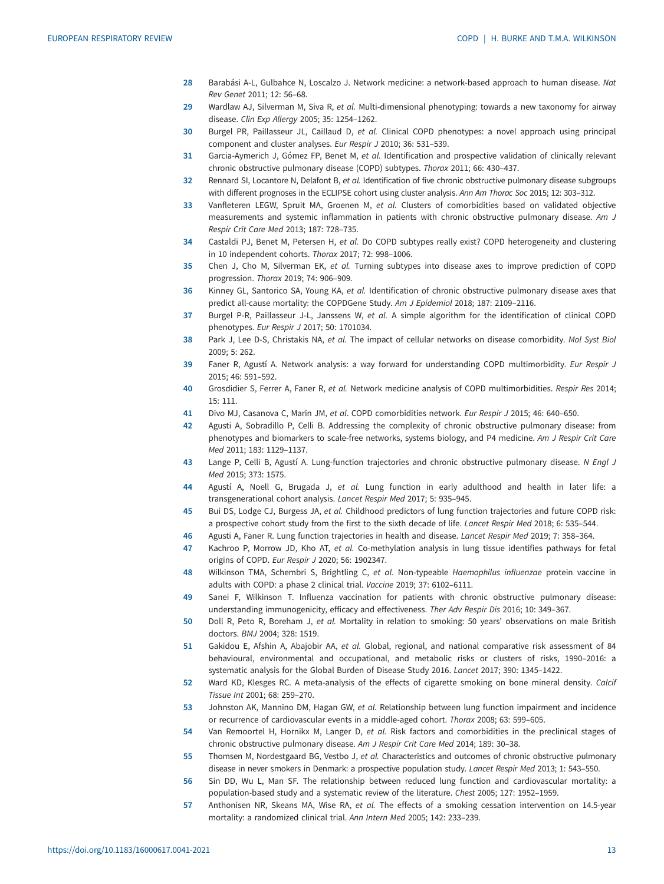28 Barabási A-L, Gulbahce N, Loscalzo J. Network medicine: a network-based approach to human disease. *Nat Rev Genet* 2011; 12: 56–68.

29 Wardlaw AJ, Silverman M, Siva R, *et al.* Multi-dimensional phenotyping: towards a new taxonomy for airway disease. *Clin Exp Allergy* 2005; 35: 1254–1262.

30 Burgel PR, Paillasseur JL, Caillaud D, *et al.* Clinical COPD phenotypes: a novel approach using principal component and cluster analyses. *Eur Respir J* 2010; 36: 531–539.

31 Garcia-Aymerich J, Gómez FP, Benet M, *et al.* Identification and prospective validation of clinically relevant chronic obstructive pulmonary disease (COPD) subtypes. *Thorax* 2011; 66: 430–437.

32 Rennard SI, Locantore N, Delafont B, *et al.* Identification of five chronic obstructive pulmonary disease subgroups with different prognoses in the ECLIPSE cohort using cluster analysis. *Ann Am Thorac Soc* 2015; 12: 303–312.

33 Vanfleteren LEGW, Spruit MA, Groenen M, *et al.* Clusters of comorbidities based on validated objective measurements and systemic inflammation in patients with chronic obstructive pulmonary disease. *Am J Respir Crit Care Med* 2013; 187: 728–735.

34 Castaldi PJ, Benet M, Petersen H, *et al.* Do COPD subtypes really exist? COPD heterogeneity and clustering in 10 independent cohorts. *Thorax* 2017; 72: 998–1006.

35 Chen J, Cho M, Silverman EK, *et al.* Turning subtypes into disease axes to improve prediction of COPD progression. *Thorax* 2019; 74: 906–909.

36 Kinney GL, Santorico SA, Young KA, *et al.* Identification of chronic obstructive pulmonary disease axes that predict all-cause mortality: the COPDGene Study. *Am J Epidemiol* 2018; 187: 2109–2116.

37 Burgel P-R, Paillasseur J-L, Janssens W, *et al.* A simple algorithm for the identification of clinical COPD phenotypes. *Eur Respir J* 2017; 50: 1701034.

38 Park J, Lee D-S, Christakis NA, *et al.* The impact of cellular networks on disease comorbidity. *Mol Syst Biol* 2009; 5: 262.

39 Faner R, Agustí A. Network analysis: a way forward for understanding COPD multimorbidity. *Eur Respir J* 2015; 46: 591–592.

40 Grosdidier S, Ferrer A, Faner R, *et al.* Network medicine analysis of COPD multimorbidities. *Respir Res* 2014; 15: 111.

41 Divo MJ, Casanova C, Marin JM, *et al*. COPD comorbidities network. *Eur Respir J* 2015; 46: 640–650.

42 Agusti A, Sobradillo P, Celli B. Addressing the complexity of chronic obstructive pulmonary disease: from phenotypes and biomarkers to scale-free networks, systems biology, and P4 medicine. *Am J Respir Crit Care Med* 2011; 183: 1129–1137.

43 Lange P, Celli B, Agustí A. Lung-function trajectories and chronic obstructive pulmonary disease. *N Engl J Med* 2015; 373: 1575.

44 Agustí A, Noell G, Brugada J, *et al.* Lung function in early adulthood and health in later life: a transgenerational cohort analysis. *Lancet Respir Med* 2017; 5: 935–945.

45 Bui DS, Lodge CJ, Burgess JA, *et al.* Childhood predictors of lung function trajectories and future COPD risk: a prospective cohort study from the first to the sixth decade of life. *Lancet Respir Med* 2018; 6: 535–544.

46 Agusti A, Faner R. Lung function trajectories in health and disease. *Lancet Respir Med* 2019; 7: 358–364.

47 Kachroo P, Morrow JD, Kho AT, *et al.* Co-methylation analysis in lung tissue identifies pathways for fetal origins of COPD. *Eur Respir J* 2020; 56: 1902347.

48 Wilkinson TMA, Schembri S, Brightling C, *et al.* Non-typeable *Haemophilus influenzae* protein vaccine in adults with COPD: a phase 2 clinical trial. *Vaccine* 2019; 37: 6102–6111.

49 Sanei F, Wilkinson T. Influenza vaccination for patients with chronic obstructive pulmonary disease: understanding immunogenicity, efficacy and effectiveness. *Ther Adv Respir Dis* 2016; 10: 349–367.

50 Doll R, Peto R, Boreham J, *et al.* Mortality in relation to smoking: 50 years' observations on male British doctors. *BMJ* 2004; 328: 1519.

51 Gakidou E, Afshin A, Abajobir AA, *et al.* Global, regional, and national comparative risk assessment of 84 behavioural, environmental and occupational, and metabolic risks or clusters of risks, 1990–2016: a systematic analysis for the Global Burden of Disease Study 2016. *Lancet* 2017; 390: 1345–1422.

52 Ward KD, Klesges RC. A meta-analysis of the effects of cigarette smoking on bone mineral density. *Calcif Tissue Int* 2001; 68: 259–270.

53 Johnston AK, Mannino DM, Hagan GW, *et al.* Relationship between lung function impairment and incidence or recurrence of cardiovascular events in a middle-aged cohort. *Thorax* 2008; 63: 599–605.

54 Van Remoortel H, Hornikx M, Langer D, *et al.* Risk factors and comorbidities in the preclinical stages of chronic obstructive pulmonary disease. *Am J Respir Crit Care Med* 2014; 189: 30–38.

55 Thomsen M, Nordestgaard BG, Vestbo J, *et al.* Characteristics and outcomes of chronic obstructive pulmonary disease in never smokers in Denmark: a prospective population study. *Lancet Respir Med* 2013; 1: 543–550.

56 Sin DD, Wu L, Man SF. The relationship between reduced lung function and cardiovascular mortality: a population-based study and a systematic review of the literature. *Chest* 2005; 127: 1952–1959.

57 Anthonisen NR, Skeans MA, Wise RA, *et al.* The effects of a smoking cessation intervention on 14.5-year mortality: a randomized clinical trial. *Ann Intern Med* 2005; 142: 233–239.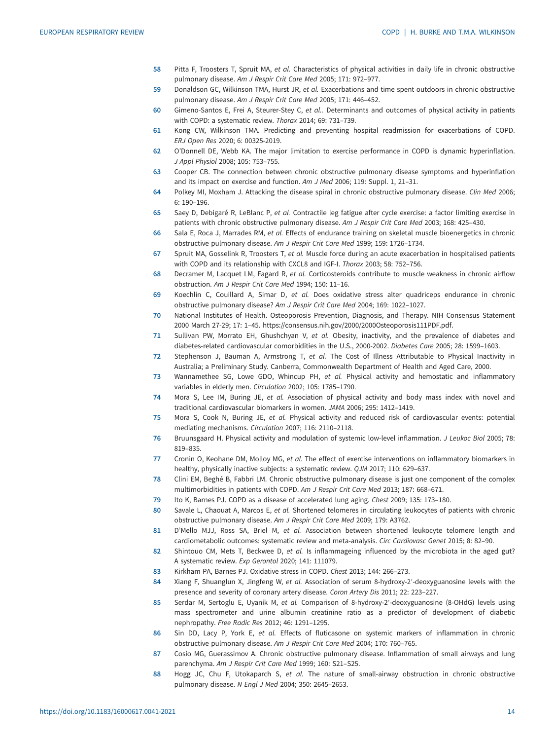58 Pitta F, Troosters T, Spruit MA, *et al.* Characteristics of physical activities in daily life in chronic obstructive pulmonary disease. *Am J Respir Crit Care Med* 2005; 171: 972–977.

59 Donaldson GC, Wilkinson TMA, Hurst JR, *et al.* Exacerbations and time spent outdoors in chronic obstructive pulmonary disease. *Am J Respir Crit Care Med* 2005; 171: 446–452.

60 Gimeno-Santos E, Frei A, Steurer-Stey C, *et al.*. Determinants and outcomes of physical activity in patients with COPD: a systematic review. *Thorax* 2014; 69: 731–739.

61 Kong CW, Wilkinson TMA. Predicting and preventing hospital readmission for exacerbations of COPD. *ERJ Open Res* 2020; 6: 00325-2019.

62 O'Donnell DE, Webb KA. The major limitation to exercise performance in COPD is dynamic hyperinflation. *J Appl Physiol* 2008; 105: 753–755.

63 Cooper CB. The connection between chronic obstructive pulmonary disease symptoms and hyperinflation and its impact on exercise and function. *Am J Med* 2006; 119: Suppl. 1, 21–31.

64 Polkey MI, Moxham J. Attacking the disease spiral in chronic obstructive pulmonary disease. *Clin Med* 2006; 6: 190–196.

65 Saey D, Debigaré R, LeBlanc P, *et al.* Contractile leg fatigue after cycle exercise: a factor limiting exercise in patients with chronic obstructive pulmonary disease. *Am J Respir Crit Care Med* 2003; 168: 425–430.

66 Sala E, Roca J, Marrades RM, *et al.* Effects of endurance training on skeletal muscle bioenergetics in chronic obstructive pulmonary disease. *Am J Respir Crit Care Med* 1999; 159: 1726–1734.

67 Spruit MA, Gosselink R, Troosters T, *et al.* Muscle force during an acute exacerbation in hospitalised patients with COPD and its relationship with CXCL8 and IGF-I. *Thorax* 2003; 58: 752–756.

68 Decramer M, Lacquet LM, Fagard R, *et al.* Corticosteroids contribute to muscle weakness in chronic airflow obstruction. *Am J Respir Crit Care Med* 1994; 150: 11–16.

69 Koechlin C, Couillard A, Simar D, *et al.* Does oxidative stress alter quadriceps endurance in chronic obstructive pulmonary disease? *Am J Respir Crit Care Med* 2004; 169: 1022–1027.

70 National Institutes of Health. Osteoporosis Prevention, Diagnosis, and Therapy. NIH Consensus Statement 2000 March 27-29; 17: 1–45. https://consensus.nih.gov/2000/2000Osteoporosis111PDF.pdf.

71 Sullivan PW, Morrato EH, Ghushchyan V, *et al.* Obesity, inactivity, and the prevalence of diabetes and diabetes-related cardiovascular comorbidities in the U.S., 2000-2002. *Diabetes Care* 2005; 28: 1599–1603.

72 Stephenson J, Bauman A, Armstrong T, *et al.* The Cost of Illness Attributable to Physical Inactivity in Australia; a Preliminary Study. Canberra, Commonwealth Department of Health and Aged Care, 2000.

73 Wannamethee SG, Lowe GDO, Whincup PH, *et al.* Physical activity and hemostatic and inflammatory variables in elderly men. *Circulation* 2002; 105: 1785–1790.

74 Mora S, Lee IM, Buring JE, *et al.* Association of physical activity and body mass index with novel and traditional cardiovascular biomarkers in women. *JAMA* 2006; 295: 1412–1419.

75 Mora S, Cook N, Buring JE, *et al.* Physical activity and reduced risk of cardiovascular events: potential mediating mechanisms. *Circulation* 2007; 116: 2110–2118.

76 Bruunsgaard H. Physical activity and modulation of systemic low-level inflammation. *J Leukoc Biol* 2005; 78: 819–835.

77 Cronin O, Keohane DM, Molloy MG, *et al.* The effect of exercise interventions on inflammatory biomarkers in healthy, physically inactive subjects: a systematic review. *QJM* 2017; 110: 629–637.

78 Clini EM, Beghé B, Fabbri LM. Chronic obstructive pulmonary disease is just one component of the complex multimorbidities in patients with COPD. *Am J Respir Crit Care Med* 2013; 187: 668–671.

79 Ito K, Barnes PJ. COPD as a disease of accelerated lung aging. *Chest* 2009; 135: 173–180.

80 Savale L, Chaouat A, Marcos E, *et al.* Shortened telomeres in circulating leukocytes of patients with chronic obstructive pulmonary disease. *Am J Respir Crit Care Med* 2009; 179: A3762.

81 D'Mello MJJ, Ross SA, Briel M, *et al.* Association between shortened leukocyte telomere length and cardiometabolic outcomes: systematic review and meta-analysis. *Circ Cardiovasc Genet* 2015; 8: 82–90.

82 Shintouo CM, Mets T, Beckwee D, *et al.* Is inflammageing influenced by the microbiota in the aged gut? A systematic review. *Exp Gerontol* 2020; 141: 111079.

83 Kirkham PA, Barnes PJ. Oxidative stress in COPD. *Chest* 2013; 144: 266–273.

84 Xiang F, Shuanglun X, Jingfeng W, *et al.* Association of serum 8-hydroxy-2′-deoxyguanosine levels with the presence and severity of coronary artery disease. *Coron Artery Dis* 2011; 22: 223–227.

85 Serdar M, Sertoglu E, Uyanik M, *et al.* Comparison of 8-hydroxy-2′-deoxyguanosine (8-OHdG) levels using mass spectrometer and urine albumin creatinine ratio as a predictor of development of diabetic nephropathy. *Free Radic Res* 2012; 46: 1291–1295.

86 Sin DD, Lacy P, York E, *et al.* Effects of fluticasone on systemic markers of inflammation in chronic obstructive pulmonary disease. *Am J Respir Crit Care Med* 2004; 170: 760–765.

87 Cosio MG, Guerassimov A. Chronic obstructive pulmonary disease. Inflammation of small airways and lung parenchyma. *Am J Respir Crit Care Med* 1999; 160: S21–S25.

88 Hogg JC, Chu F, Utokaparch S, *et al.* The nature of small-airway obstruction in chronic obstructive pulmonary disease. *N Engl J Med* 2004; 350: 2645–2653.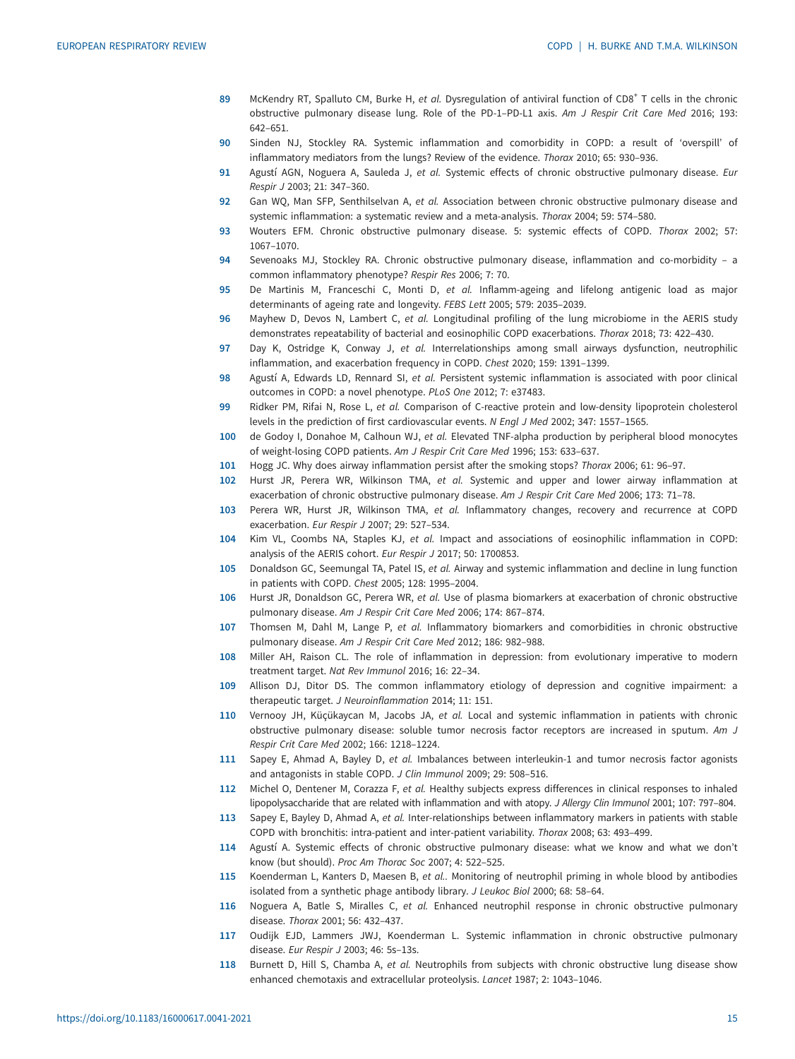89 McKendry RT, Spalluto CM, Burke H, *et al.* Dysregulation of antiviral function of CD8[+] T cells in the chronic obstructive pulmonary disease lung. Role of the PD-1–PD-L1 axis. *Am J Respir Crit Care Med* 2016; 193: 642–651.

90 Sinden NJ, Stockley RA. Systemic inflammation and comorbidity in COPD: a result of 'overspill' of inflammatory mediators from the lungs? Review of the evidence. *Thorax* 2010; 65: 930–936.

91 Agustí AGN, Noguera A, Sauleda J, *et al.* Systemic effects of chronic obstructive pulmonary disease. *Eur Respir J* 2003; 21: 347–360.

92 Gan WQ, Man SFP, Senthilselvan A, *et al.* Association between chronic obstructive pulmonary disease and systemic inflammation: a systematic review and a meta-analysis. *Thorax* 2004; 59: 574–580.

93 Wouters EFM. Chronic obstructive pulmonary disease. 5: systemic effects of COPD. *Thorax* 2002; 57: 1067–1070.

94 Sevenoaks MJ, Stockley RA. Chronic obstructive pulmonary disease, inflammation and co-morbidity – a common inflammatory phenotype? *Respir Res* 2006; 7: 70.

95 De Martinis M, Franceschi C, Monti D, *et al.* Inflamm-ageing and lifelong antigenic load as major determinants of ageing rate and longevity. *FEBS Lett* 2005; 579: 2035–2039.

96 Mayhew D, Devos N, Lambert C, *et al.* Longitudinal profiling of the lung microbiome in the AERIS study demonstrates repeatability of bacterial and eosinophilic COPD exacerbations. *Thorax* 2018; 73: 422–430.

97 Day K, Ostridge K, Conway J, *et al.* Interrelationships among small airways dysfunction, neutrophilic inflammation, and exacerbation frequency in COPD. *Chest* 2020; 159: 1391–1399.

98 Agustí A, Edwards LD, Rennard SI, *et al.* Persistent systemic inflammation is associated with poor clinical outcomes in COPD: a novel phenotype. *PLoS One* 2012; 7: e37483.

99 Ridker PM, Rifai N, Rose L, *et al.* Comparison of C-reactive protein and low-density lipoprotein cholesterol levels in the prediction of first cardiovascular events. *N Engl J Med* 2002; 347: 1557–1565.

100 de Godoy I, Donahoe M, Calhoun WJ, *et al.* Elevated TNF-alpha production by peripheral blood monocytes of weight-losing COPD patients. *Am J Respir Crit Care Med* 1996; 153: 633–637.

101 Hogg JC. Why does airway inflammation persist after the smoking stops? *Thorax* 2006; 61: 96–97.

102 Hurst JR, Perera WR, Wilkinson TMA, *et al.* Systemic and upper and lower airway inflammation at exacerbation of chronic obstructive pulmonary disease. *Am J Respir Crit Care Med* 2006; 173: 71–78.

103 Perera WR, Hurst JR, Wilkinson TMA, *et al.* Inflammatory changes, recovery and recurrence at COPD exacerbation. *Eur Respir J* 2007; 29: 527–534.

104 Kim VL, Coombs NA, Staples KJ, *et al.* Impact and associations of eosinophilic inflammation in COPD: analysis of the AERIS cohort. *Eur Respir J* 2017; 50: 1700853.

105 Donaldson GC, Seemungal TA, Patel IS, *et al.* Airway and systemic inflammation and decline in lung function in patients with COPD. *Chest* 2005; 128: 1995–2004.

106 Hurst JR, Donaldson GC, Perera WR, *et al.* Use of plasma biomarkers at exacerbation of chronic obstructive pulmonary disease. *Am J Respir Crit Care Med* 2006; 174: 867–874.

107 Thomsen M, Dahl M, Lange P, *et al.* Inflammatory biomarkers and comorbidities in chronic obstructive pulmonary disease. *Am J Respir Crit Care Med* 2012; 186: 982–988.

108 Miller AH, Raison CL. The role of inflammation in depression: from evolutionary imperative to modern treatment target. *Nat Rev Immunol* 2016; 16: 22–34.

109 Allison DJ, Ditor DS. The common inflammatory etiology of depression and cognitive impairment: a therapeutic target. *J Neuroinflammation* 2014; 11: 151.

110 Vernooy JH, Küçükaycan M, Jacobs JA, *et al.* Local and systemic inflammation in patients with chronic obstructive pulmonary disease: soluble tumor necrosis factor receptors are increased in sputum. *Am J Respir Crit Care Med* 2002; 166: 1218–1224.

111 Sapey E, Ahmad A, Bayley D, *et al.* Imbalances between interleukin-1 and tumor necrosis factor agonists and antagonists in stable COPD. *J Clin Immunol* 2009; 29: 508–516.

112 Michel O, Dentener M, Corazza F, *et al.* Healthy subjects express differences in clinical responses to inhaled lipopolysaccharide that are related with inflammation and with atopy. *J Allergy Clin Immunol* 2001; 107: 797–804.

113 Sapey E, Bayley D, Ahmad A, *et al.* Inter-relationships between inflammatory markers in patients with stable COPD with bronchitis: intra-patient and inter-patient variability. *Thorax* 2008; 63: 493–499.

114 Agustí A. Systemic effects of chronic obstructive pulmonary disease: what we know and what we don't know (but should). *Proc Am Thorac Soc* 2007; 4: 522–525.

115 Koenderman L, Kanters D, Maesen B, *et al.*. Monitoring of neutrophil priming in whole blood by antibodies isolated from a synthetic phage antibody library. *J Leukoc Biol* 2000; 68: 58–64.

116 Noguera A, Batle S, Miralles C, *et al.* Enhanced neutrophil response in chronic obstructive pulmonary disease. *Thorax* 2001; 56: 432–437.

117 Oudijk EJD, Lammers JWJ, Koenderman L. Systemic inflammation in chronic obstructive pulmonary disease. *Eur Respir J* 2003; 46: 5s–13s.

118 Burnett D, Hill S, Chamba A, *et al.* Neutrophils from subjects with chronic obstructive lung disease show enhanced chemotaxis and extracellular proteolysis. *Lancet* 1987; 2: 1043–1046.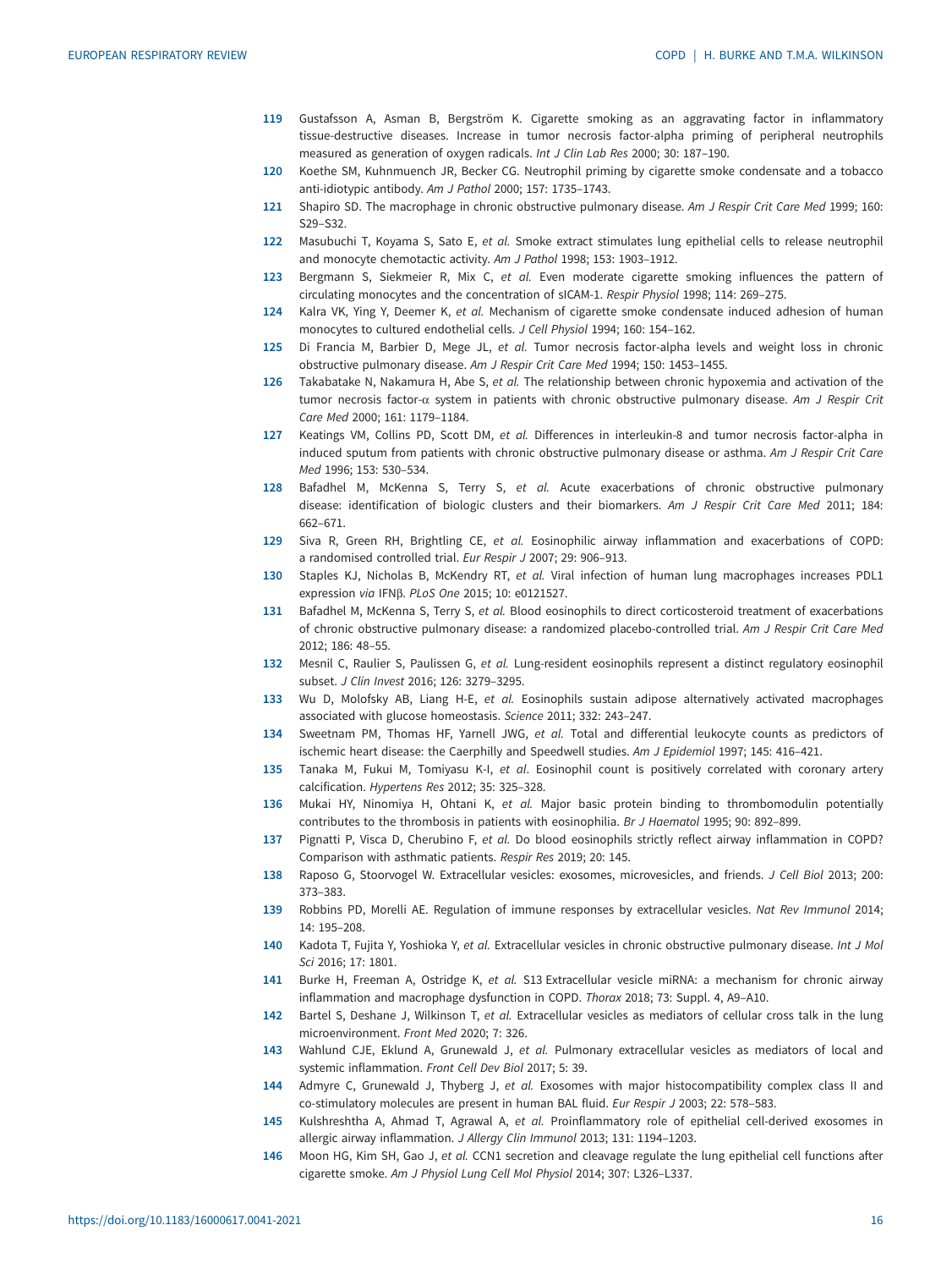119 Gustafsson A, Asman B, Bergström K. Cigarette smoking as an aggravating factor in inflammatory tissue-destructive diseases. Increase in tumor necrosis factor-alpha priming of peripheral neutrophils measured as generation of oxygen radicals. *Int J Clin Lab Res* 2000; 30: 187–190.

120 Koethe SM, Kuhnmuench JR, Becker CG. Neutrophil priming by cigarette smoke condensate and a tobacco anti-idiotypic antibody. *Am J Pathol* 2000; 157: 1735–1743.

121 Shapiro SD. The macrophage in chronic obstructive pulmonary disease. *Am J Respir Crit Care Med* 1999; 160: S29–S32.

122 Masubuchi T, Koyama S, Sato E, *et al.* Smoke extract stimulates lung epithelial cells to release neutrophil and monocyte chemotactic activity. *Am J Pathol* 1998; 153: 1903–1912.

123 Bergmann S, Siekmeier R, Mix C, *et al.* Even moderate cigarette smoking influences the pattern of circulating monocytes and the concentration of sICAM-1. *Respir Physiol* 1998; 114: 269–275.

124 Kalra VK, Ying Y, Deemer K, *et al.* Mechanism of cigarette smoke condensate induced adhesion of human monocytes to cultured endothelial cells. *J Cell Physiol* 1994; 160: 154–162.

125 Di Francia M, Barbier D, Mege JL, *et al.* Tumor necrosis factor-alpha levels and weight loss in chronic obstructive pulmonary disease. *Am J Respir Crit Care Med* 1994; 150: 1453–1455.

126 Takabatake N, Nakamura H, Abe S, *et al.* The relationship between chronic hypoxemia and activation of the tumor necrosis factor-α system in patients with chronic obstructive pulmonary disease. *Am J Respir Crit Care Med* 2000; 161: 1179–1184.

127 Keatings VM, Collins PD, Scott DM, *et al.* Differences in interleukin-8 and tumor necrosis factor-alpha in induced sputum from patients with chronic obstructive pulmonary disease or asthma. *Am J Respir Crit Care Med* 1996; 153: 530–534.

128 Bafadhel M, McKenna S, Terry S, *et al.* Acute exacerbations of chronic obstructive pulmonary disease: identification of biologic clusters and their biomarkers. *Am J Respir Crit Care Med* 2011; 184: 662–671.

129 Siva R, Green RH, Brightling CE, *et al.* Eosinophilic airway inflammation and exacerbations of COPD: a randomised controlled trial. *Eur Respir J* 2007; 29: 906–913.

130 Staples KJ, Nicholas B, McKendry RT, *et al.* Viral infection of human lung macrophages increases PDL1 expression *via* IFNβ. *PLoS One* 2015; 10: e0121527.

131 Bafadhel M, McKenna S, Terry S, *et al.* Blood eosinophils to direct corticosteroid treatment of exacerbations of chronic obstructive pulmonary disease: a randomized placebo-controlled trial. *Am J Respir Crit Care Med* 2012; 186: 48–55.

132 Mesnil C, Raulier S, Paulissen G, *et al.* Lung-resident eosinophils represent a distinct regulatory eosinophil subset. *J Clin Invest* 2016; 126: 3279–3295.

133 Wu D, Molofsky AB, Liang H-E, *et al.* Eosinophils sustain adipose alternatively activated macrophages associated with glucose homeostasis. *Science* 2011; 332: 243–247.

134 Sweetnam PM, Thomas HF, Yarnell JWG, *et al.* Total and differential leukocyte counts as predictors of ischemic heart disease: the Caerphilly and Speedwell studies. *Am J Epidemiol* 1997; 145: 416–421.

135 Tanaka M, Fukui M, Tomiyasu K-I, *et al.* Eosinophil count is positively correlated with coronary artery calcification. *Hypertens Res* 2012; 35: 325–328.

136 Mukai HY, Ninomiya H, Ohtani K, *et al.* Major basic protein binding to thrombomodulin potentially contributes to the thrombosis in patients with eosinophilia. *Br J Haematol* 1995; 90: 892–899.

137 Pignatti P, Visca D, Cherubino F, *et al.* Do blood eosinophils strictly reflect airway inflammation in COPD? Comparison with asthmatic patients. *Respir Res* 2019; 20: 145.

138 Raposo G, Stoorvogel W. Extracellular vesicles: exosomes, microvesicles, and friends. *J Cell Biol* 2013; 200: 373–383.

139 Robbins PD, Morelli AE. Regulation of immune responses by extracellular vesicles. *Nat Rev Immunol* 2014; 14: 195–208.

140 Kadota T, Fujita Y, Yoshioka Y, *et al.* Extracellular vesicles in chronic obstructive pulmonary disease. *Int J Mol Sci* 2016; 17: 1801.

141 Burke H, Freeman A, Ostridge K, *et al.* S13 Extracellular vesicle miRNA: a mechanism for chronic airway inflammation and macrophage dysfunction in COPD. *Thorax* 2018; 73: Suppl. 4, A9–A10.

142 Bartel S, Deshane J, Wilkinson T, *et al.* Extracellular vesicles as mediators of cellular cross talk in the lung microenvironment. *Front Med* 2020; 7: 326.

143 Wahlund CJE, Eklund A, Grunewald J, *et al.* Pulmonary extracellular vesicles as mediators of local and systemic inflammation. *Front Cell Dev Biol* 2017; 5: 39.

144 Admyre C, Grunewald J, Thyberg J, *et al.* Exosomes with major histocompatibility complex class II and co-stimulatory molecules are present in human BAL fluid. *Eur Respir J* 2003; 22: 578–583.

145 Kulshreshtha A, Ahmad T, Agrawal A, *et al.* Proinflammatory role of epithelial cell-derived exosomes in allergic airway inflammation. *J Allergy Clin Immunol* 2013; 131: 1194–1203.

146 Moon HG, Kim SH, Gao J, *et al.* CCN1 secretion and cleavage regulate the lung epithelial cell functions after cigarette smoke. *Am J Physiol Lung Cell Mol Physiol* 2014; 307: L326–L337.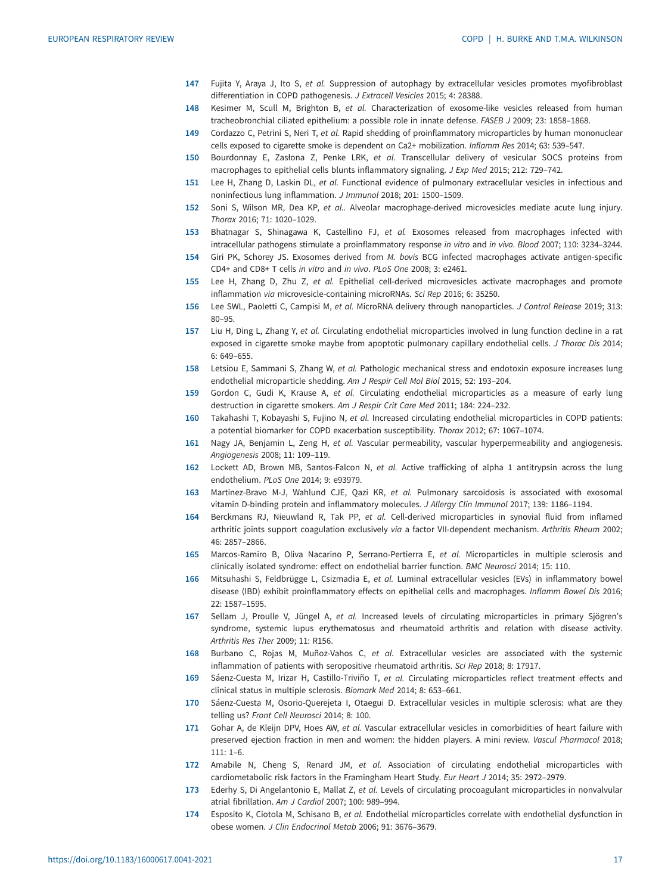147 Fujita Y, Araya J, Ito S, *et al.* Suppression of autophagy by extracellular vesicles promotes myofibroblast differentiation in COPD pathogenesis. *J Extracell Vesicles* 2015; 4: 28388.

148 Kesimer M, Scull M, Brighton B, *et al.* Characterization of exosome-like vesicles released from human tracheobronchial ciliated epithelium: a possible role in innate defense. *FASEB J* 2009; 23: 1858–1868.

149 Cordazzo C, Petrini S, Neri T, *et al.* Rapid shedding of proinflammatory microparticles by human mononuclear cells exposed to cigarette smoke is dependent on Ca2+ mobilization. *Inflamm Res* 2014; 63: 539–547.

150 Bourdonnay E, Zasłona Z, Penke LRK, *et al.* Transcellular delivery of vesicular SOCS proteins from macrophages to epithelial cells blunts inflammatory signaling. *J Exp Med* 2015; 212: 729–742.

151 Lee H, Zhang D, Laskin DL, *et al.* Functional evidence of pulmonary extracellular vesicles in infectious and noninfectious lung inflammation. *J Immunol* 2018; 201: 1500–1509.

152 Soni S, Wilson MR, Dea KP, *et al.*. Alveolar macrophage-derived microvesicles mediate acute lung injury. *Thorax* 2016; 71: 1020–1029.

153 Bhatnagar S, Shinagawa K, Castellino FJ, *et al.* Exosomes released from macrophages infected with intracellular pathogens stimulate a proinflammatory response *in vitro* and *in vivo*. *Blood* 2007; 110: 3234–3244.

154 Giri PK, Schorey JS. Exosomes derived from *M. bovis* BCG infected macrophages activate antigen-specific CD4+ and CD8+ T cells *in vitro* and *in vivo*. *PLoS One* 2008; 3: e2461.

155 Lee H, Zhang D, Zhu Z, *et al.* Epithelial cell-derived microvesicles activate macrophages and promote inflammation *via* microvesicle-containing microRNAs. *Sci Rep* 2016; 6: 35250.

156 Lee SWL, Paoletti C, Campisi M, *et al.* MicroRNA delivery through nanoparticles. *J Control Release* 2019; 313: 80–95.

157 Liu H, Ding L, Zhang Y, *et al.* Circulating endothelial microparticles involved in lung function decline in a rat exposed in cigarette smoke maybe from apoptotic pulmonary capillary endothelial cells. *J Thorac Dis* 2014; 6: 649–655.

158 Letsiou E, Sammani S, Zhang W, *et al.* Pathologic mechanical stress and endotoxin exposure increases lung endothelial microparticle shedding. *Am J Respir Cell Mol Biol* 2015; 52: 193–204.

159 Gordon C, Gudi K, Krause A, *et al.* Circulating endothelial microparticles as a measure of early lung destruction in cigarette smokers. *Am J Respir Crit Care Med* 2011; 184: 224–232.

160 Takahashi T, Kobayashi S, Fujino N, *et al.* Increased circulating endothelial microparticles in COPD patients: a potential biomarker for COPD exacerbation susceptibility. *Thorax* 2012; 67: 1067–1074.

161 Nagy JA, Benjamin L, Zeng H, *et al.* Vascular permeability, vascular hyperpermeability and angiogenesis. *Angiogenesis* 2008; 11: 109–119.

162 Lockett AD, Brown MB, Santos-Falcon N, *et al.* Active trafficking of alpha 1 antitrypsin across the lung endothelium. *PLoS One* 2014; 9: e93979.

163 Martinez-Bravo M-J, Wahlund CJE, Qazi KR, *et al.* Pulmonary sarcoidosis is associated with exosomal vitamin D-binding protein and inflammatory molecules. *J Allergy Clin Immunol* 2017; 139: 1186–1194.

164 Berckmans RJ, Nieuwland R, Tak PP, *et al.* Cell-derived microparticles in synovial fluid from inflamed arthritic joints support coagulation exclusively *via* a factor VII-dependent mechanism. *Arthritis Rheum* 2002; 46: 2857–2866.

165 Marcos-Ramiro B, Oliva Nacarino P, Serrano-Pertierra E, *et al.* Microparticles in multiple sclerosis and clinically isolated syndrome: effect on endothelial barrier function. *BMC Neurosci* 2014; 15: 110.

166 Mitsuhashi S, Feldbrügge L, Csizmadia E, *et al.* Luminal extracellular vesicles (EVs) in inflammatory bowel disease (IBD) exhibit proinflammatory effects on epithelial cells and macrophages. *Inflamm Bowel Dis* 2016; 22: 1587–1595.

167 Sellam J, Proulle V, Jüngel A, *et al.* Increased levels of circulating microparticles in primary Sjögren's syndrome, systemic lupus erythematosus and rheumatoid arthritis and relation with disease activity. *Arthritis Res Ther* 2009; 11: R156.

168 Burbano C, Rojas M, Muñoz-Vahos C, *et al.* Extracellular vesicles are associated with the systemic inflammation of patients with seropositive rheumatoid arthritis. *Sci Rep* 2018; 8: 17917.

169 Sáenz-Cuesta M, Irizar H, Castillo-Triviño T, *et al.* Circulating microparticles reflect treatment effects and clinical status in multiple sclerosis. *Biomark Med* 2014; 8: 653–661.

170 Sáenz-Cuesta M, Osorio-Querejeta I, Otaegui D. Extracellular vesicles in multiple sclerosis: what are they telling us? *Front Cell Neurosci* 2014; 8: 100.

171 Gohar A, de Kleijn DPV, Hoes AW, *et al.* Vascular extracellular vesicles in comorbidities of heart failure with preserved ejection fraction in men and women: the hidden players. A mini review. *Vascul Pharmacol* 2018; 111: 1–6.

172 Amabile N, Cheng S, Renard JM, *et al.* Association of circulating endothelial microparticles with cardiometabolic risk factors in the Framingham Heart Study. *Eur Heart J* 2014; 35: 2972–2979.

173 Ederhy S, Di Angelantonio E, Mallat Z, *et al.* Levels of circulating procoagulant microparticles in nonvalvular atrial fibrillation. *Am J Cardiol* 2007; 100: 989–994.

174 Esposito K, Ciotola M, Schisano B, *et al.* Endothelial microparticles correlate with endothelial dysfunction in obese women. *J Clin Endocrinol Metab* 2006; 91: 3676–3679.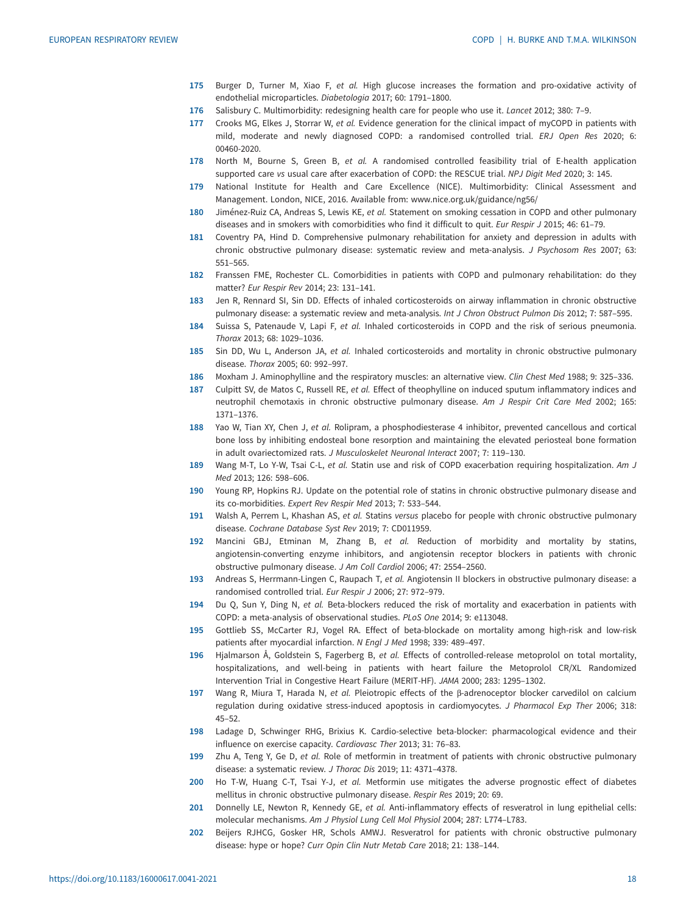175 Burger D, Turner M, Xiao F, *et al.* High glucose increases the formation and pro-oxidative activity of endothelial microparticles. *Diabetologia* 2017; 60: 1791–1800.

176 Salisbury C. Multimorbidity: redesigning health care for people who use it. *Lancet* 2012; 380: 7–9.

177 Crooks MG, Elkes J, Storrar W, *et al.* Evidence generation for the clinical impact of myCOPD in patients with mild, moderate and newly diagnosed COPD: a randomised controlled trial. *ERJ Open Res* 2020; 6: 00460-2020.

178 North M, Bourne S, Green B, *et al.* A randomised controlled feasibility trial of E-health application supported care *vs* usual care after exacerbation of COPD: the RESCUE trial. *NPJ Digit Med* 2020; 3: 145.

179 National Institute for Health and Care Excellence (NICE). Multimorbidity: Clinical Assessment and Management. London, NICE, 2016. Available from: www.nice.org.uk/guidance/ng56/

180 Jiménez-Ruiz CA, Andreas S, Lewis KE, *et al.* Statement on smoking cessation in COPD and other pulmonary diseases and in smokers with comorbidities who find it difficult to quit. *Eur Respir J* 2015; 46: 61–79.

181 Coventry PA, Hind D. Comprehensive pulmonary rehabilitation for anxiety and depression in adults with chronic obstructive pulmonary disease: systematic review and meta-analysis. *J Psychosom Res* 2007; 63: 551–565.

182 Franssen FME, Rochester CL. Comorbidities in patients with COPD and pulmonary rehabilitation: do they matter? *Eur Respir Rev* 2014; 23: 131–141.

183 Jen R, Rennard SI, Sin DD. Effects of inhaled corticosteroids on airway inflammation in chronic obstructive pulmonary disease: a systematic review and meta-analysis. *Int J Chron Obstruct Pulmon Dis* 2012; 7: 587–595.

184 Suissa S, Patenaude V, Lapi F, *et al.* Inhaled corticosteroids in COPD and the risk of serious pneumonia. *Thorax* 2013; 68: 1029–1036.

185 Sin DD, Wu L, Anderson JA, *et al.* Inhaled corticosteroids and mortality in chronic obstructive pulmonary disease. *Thorax* 2005; 60: 992–997.

186 Moxham J. Aminophylline and the respiratory muscles: an alternative view. *Clin Chest Med* 1988; 9: 325–336.

187 Culpitt SV, de Matos C, Russell RE, *et al.* Effect of theophylline on induced sputum inflammatory indices and neutrophil chemotaxis in chronic obstructive pulmonary disease. *Am J Respir Crit Care Med* 2002; 165: 1371–1376.

188 Yao W, Tian XY, Chen J, *et al.* Rolipram, a phosphodiesterase 4 inhibitor, prevented cancellous and cortical bone loss by inhibiting endosteal bone resorption and maintaining the elevated periosteal bone formation in adult ovariectomized rats. *J Musculoskelet Neuronal Interact* 2007; 7: 119–130.

189 Wang M-T, Lo Y-W, Tsai C-L, *et al.* Statin use and risk of COPD exacerbation requiring hospitalization. *Am J Med* 2013; 126: 598–606.

190 Young RP, Hopkins RJ. Update on the potential role of statins in chronic obstructive pulmonary disease and its co-morbidities. *Expert Rev Respir Med* 2013; 7: 533–544.

191 Walsh A, Perrem L, Khashan AS, *et al.* Statins *versus* placebo for people with chronic obstructive pulmonary disease. *Cochrane Database Syst Rev* 2019; 7: CD011959.

192 Mancini GBJ, Etminan M, Zhang B, *et al.* Reduction of morbidity and mortality by statins, angiotensin-converting enzyme inhibitors, and angiotensin receptor blockers in patients with chronic obstructive pulmonary disease. *J Am Coll Cardiol* 2006; 47: 2554–2560.

193 Andreas S, Herrmann-Lingen C, Raupach T, *et al.* Angiotensin II blockers in obstructive pulmonary disease: a randomised controlled trial. *Eur Respir J* 2006; 27: 972–979.

194 Du Q, Sun Y, Ding N, *et al.* Beta-blockers reduced the risk of mortality and exacerbation in patients with COPD: a meta-analysis of observational studies. *PLoS One* 2014; 9: e113048.

195 Gottlieb SS, McCarter RJ, Vogel RA. Effect of beta-blockade on mortality among high-risk and low-risk patients after myocardial infarction. *N Engl J Med* 1998; 339: 489–497.

196 Hjalmarson Å, Goldstein S, Fagerberg B, *et al.* Effects of controlled-release metoprolol on total mortality, hospitalizations, and well-being in patients with heart failure the Metoprolol CR/XL Randomized Intervention Trial in Congestive Heart Failure (MERIT-HF). *JAMA* 2000; 283: 1295–1302.

197 Wang R, Miura T, Harada N, *et al.* Pleiotropic effects of the β-adrenoceptor blocker carvedilol on calcium regulation during oxidative stress-induced apoptosis in cardiomyocytes. *J Pharmacol Exp Ther* 2006; 318: 45–52.

198 Ladage D, Schwinger RHG, Brixius K. Cardio-selective beta-blocker: pharmacological evidence and their influence on exercise capacity. *Cardiovasc Ther* 2013; 31: 76–83.

199 Zhu A, Teng Y, Ge D, *et al.* Role of metformin in treatment of patients with chronic obstructive pulmonary disease: a systematic review. *J Thorac Dis* 2019; 11: 4371–4378.

200 Ho T-W, Huang C-T, Tsai Y-J, *et al.* Metformin use mitigates the adverse prognostic effect of diabetes mellitus in chronic obstructive pulmonary disease. *Respir Res* 2019; 20: 69.

201 Donnelly LE, Newton R, Kennedy GE, *et al.* Anti-inflammatory effects of resveratrol in lung epithelial cells: molecular mechanisms. *Am J Physiol Lung Cell Mol Physiol* 2004; 287: L774–L783.

202 Beijers RJHCG, Gosker HR, Schols AMWJ. Resveratrol for patients with chronic obstructive pulmonary disease: hype or hope? *Curr Opin Clin Nutr Metab Care* 2018; 21: 138–144.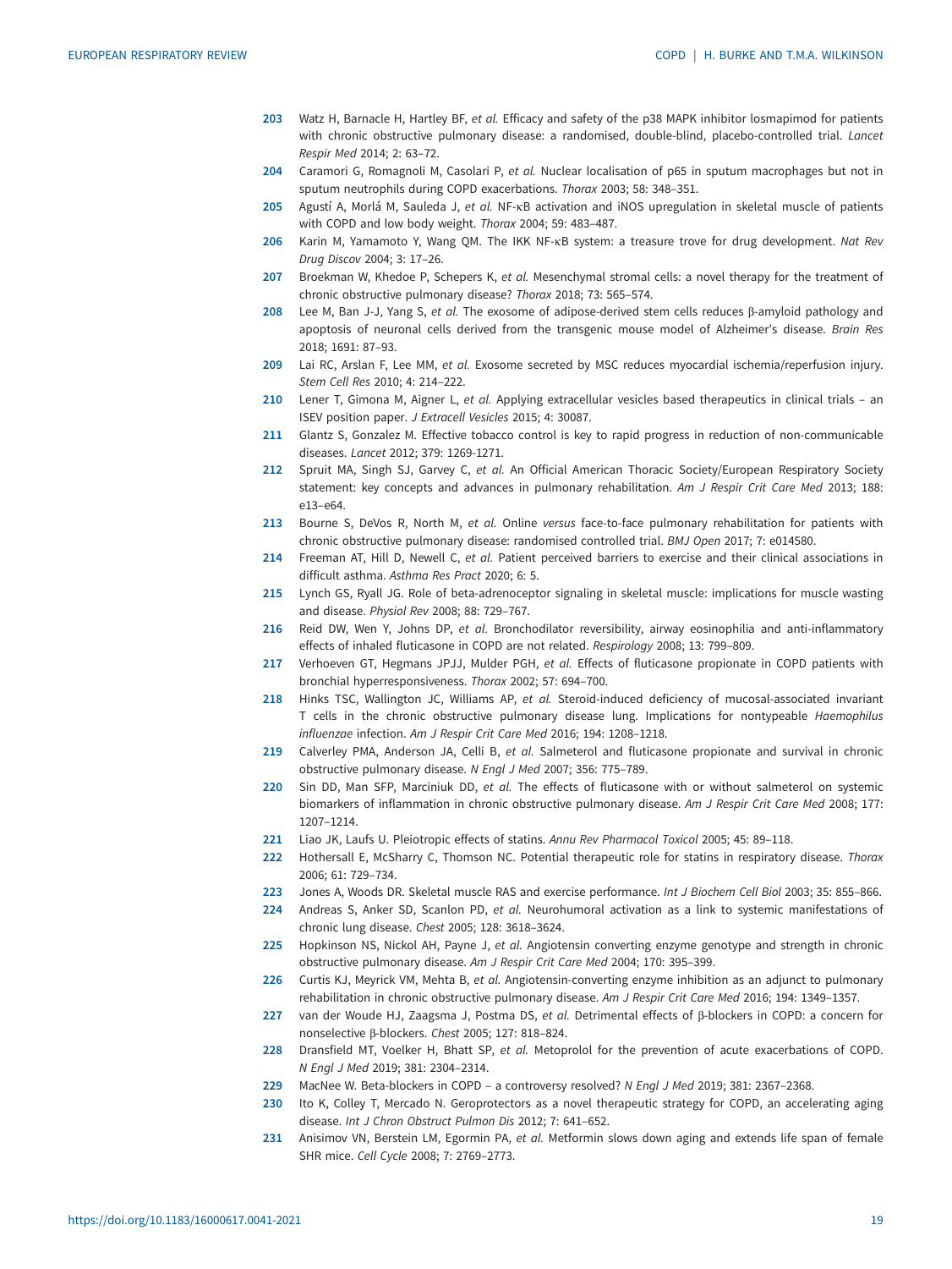203 Watz H, Barnacle H, Hartley BF, *et al.* Efficacy and safety of the p38 MAPK inhibitor losmapimod for patients with chronic obstructive pulmonary disease: a randomised, double-blind, placebo-controlled trial. *Lancet Respir Med* 2014; 2: 63–72.

204 Caramori G, Romagnoli M, Casolari P, *et al.* Nuclear localisation of p65 in sputum macrophages but not in sputum neutrophils during COPD exacerbations. *Thorax* 2003; 58: 348–351.

205 Agustí A, Morlá M, Sauleda J, *et al.* NF-κB activation and iNOS upregulation in skeletal muscle of patients with COPD and low body weight. *Thorax* 2004; 59: 483–487.

206 Karin M, Yamamoto Y, Wang QM. The IKK NF-κB system: a treasure trove for drug development. *Nat Rev Drug Discov* 2004; 3: 17–26.

207 Broekman W, Khedoe P, Schepers K, *et al.* Mesenchymal stromal cells: a novel therapy for the treatment of chronic obstructive pulmonary disease? *Thorax* 2018; 73: 565–574.

208 Lee M, Ban J-J, Yang S, *et al.* The exosome of adipose-derived stem cells reduces β-amyloid pathology and apoptosis of neuronal cells derived from the transgenic mouse model of Alzheimer's disease. *Brain Res* 2018; 1691: 87–93.

209 Lai RC, Arslan F, Lee MM, *et al.* Exosome secreted by MSC reduces myocardial ischemia/reperfusion injury. *Stem Cell Res* 2010; 4: 214–222.

210 Lener T, Gimona M, Aigner L, *et al.* Applying extracellular vesicles based therapeutics in clinical trials – an ISEV position paper. *J Extracell Vesicles* 2015; 4: 30087.

211 Glantz S, Gonzalez M. Effective tobacco control is key to rapid progress in reduction of non-communicable diseases. *Lancet* 2012; 379: 1269-1271.

212 Spruit MA, Singh SJ, Garvey C, *et al.* An Official American Thoracic Society/European Respiratory Society statement: key concepts and advances in pulmonary rehabilitation. *Am J Respir Crit Care Med* 2013; 188: e13–e64.

213 Bourne S, DeVos R, North M, *et al.* Online *versus* face-to-face pulmonary rehabilitation for patients with chronic obstructive pulmonary disease: randomised controlled trial. *BMJ Open* 2017; 7: e014580.

214 Freeman AT, Hill D, Newell C, *et al.* Patient perceived barriers to exercise and their clinical associations in difficult asthma. *Asthma Res Pract* 2020; 6: 5.

215 Lynch GS, Ryall JG. Role of beta-adrenoceptor signaling in skeletal muscle: implications for muscle wasting and disease. *Physiol Rev* 2008; 88: 729–767.

216 Reid DW, Wen Y, Johns DP, *et al.* Bronchodilator reversibility, airway eosinophilia and anti-inflammatory effects of inhaled fluticasone in COPD are not related. *Respirology* 2008; 13: 799–809.

217 Verhoeven GT, Hegmans JPJJ, Mulder PGH, *et al.* Effects of fluticasone propionate in COPD patients with bronchial hyperresponsiveness. *Thorax* 2002; 57: 694–700.

218 Hinks TSC, Wallington JC, Williams AP, *et al.* Steroid-induced deficiency of mucosal-associated invariant T cells in the chronic obstructive pulmonary disease lung. Implications for nontypeable *Haemophilus influenzae* infection. *Am J Respir Crit Care Med* 2016; 194: 1208–1218.

219 Calverley PMA, Anderson JA, Celli B, *et al.* Salmeterol and fluticasone propionate and survival in chronic obstructive pulmonary disease. *N Engl J Med* 2007; 356: 775–789.

220 Sin DD, Man SFP, Marciniuk DD, *et al.* The effects of fluticasone with or without salmeterol on systemic biomarkers of inflammation in chronic obstructive pulmonary disease. *Am J Respir Crit Care Med* 2008; 177: 1207–1214.

221 Liao JK, Laufs U. Pleiotropic effects of statins. *Annu Rev Pharmacol Toxicol* 2005; 45: 89–118.

222 Hothersall E, McSharry C, Thomson NC. Potential therapeutic role for statins in respiratory disease. *Thorax* 2006; 61: 729–734.

223 Jones A, Woods DR. Skeletal muscle RAS and exercise performance. *Int J Biochem Cell Biol* 2003; 35: 855–866.

224 Andreas S, Anker SD, Scanlon PD, *et al.* Neurohumoral activation as a link to systemic manifestations of chronic lung disease. *Chest* 2005; 128: 3618–3624.

225 Hopkinson NS, Nickol AH, Payne J, *et al.* Angiotensin converting enzyme genotype and strength in chronic obstructive pulmonary disease. *Am J Respir Crit Care Med* 2004; 170: 395–399.

226 Curtis KJ, Meyrick VM, Mehta B, *et al.* Angiotensin-converting enzyme inhibition as an adjunct to pulmonary rehabilitation in chronic obstructive pulmonary disease. *Am J Respir Crit Care Med* 2016; 194: 1349–1357.

227 van der Woude HJ, Zaagsma J, Postma DS, *et al.* Detrimental effects of β-blockers in COPD: a concern for nonselective β-blockers. *Chest* 2005; 127: 818–824.

228 Dransfield MT, Voelker H, Bhatt SP, *et al.* Metoprolol for the prevention of acute exacerbations of COPD. *N Engl J Med* 2019; 381: 2304–2314.

229 MacNee W. Beta-blockers in COPD – a controversy resolved? *N Engl J Med* 2019; 381: 2367–2368.

230 Ito K, Colley T, Mercado N. Geroprotectors as a novel therapeutic strategy for COPD, an accelerating aging disease. *Int J Chron Obstruct Pulmon Dis* 2012; 7: 641–652.

231 Anisimov VN, Berstein LM, Egormin PA, *et al.* Metformin slows down aging and extends life span of female SHR mice. *Cell Cycle* 2008; 7: 2769–2773.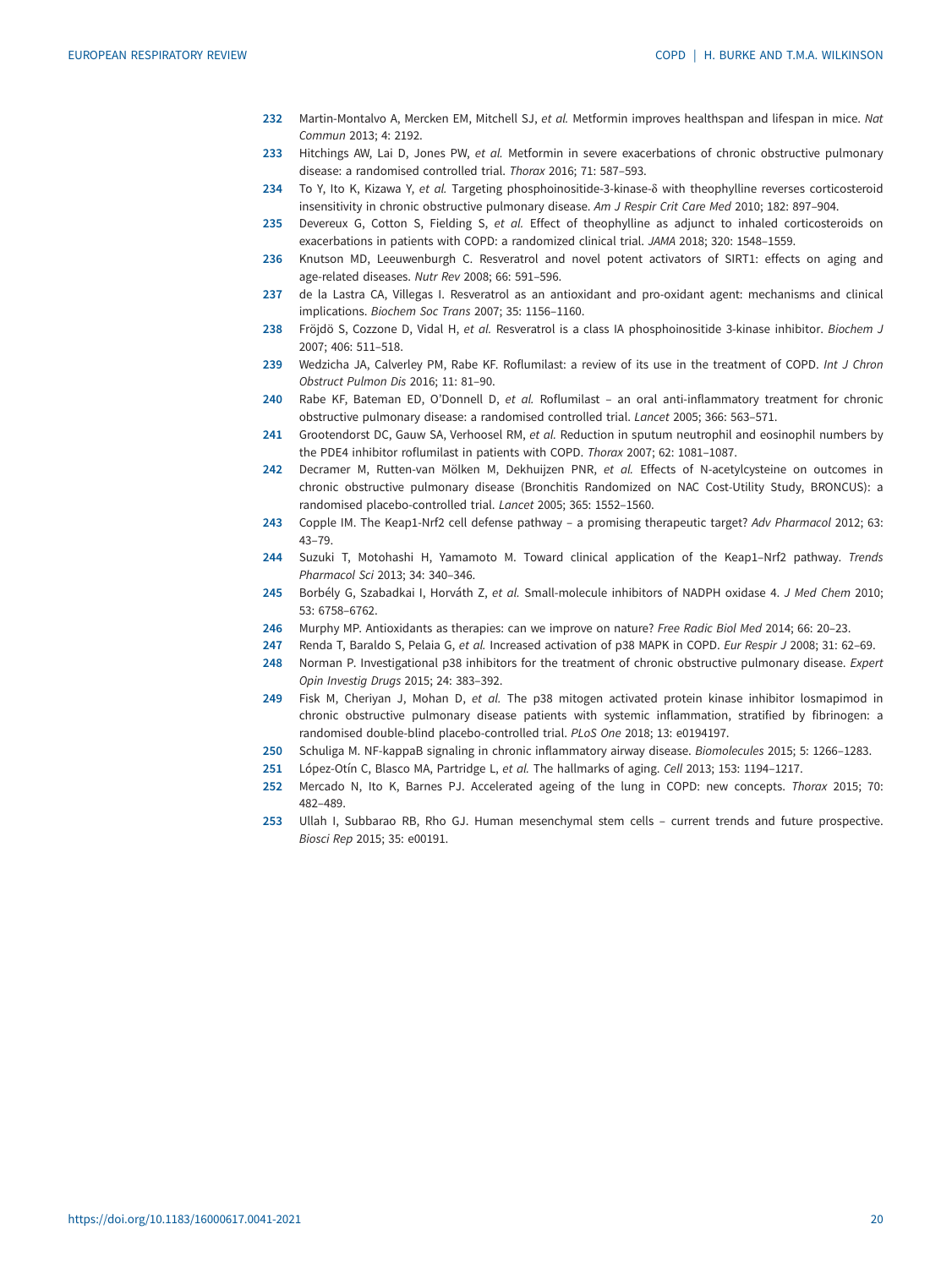232 Martin-Montalvo A, Mercken EM, Mitchell SJ, *et al.* Metformin improves healthspan and lifespan in mice. *Nat Commun* 2013; 4: 2192.

233 Hitchings AW, Lai D, Jones PW, *et al.* Metformin in severe exacerbations of chronic obstructive pulmonary disease: a randomised controlled trial. *Thorax* 2016; 71: 587–593.

234 To Y, Ito K, Kizawa Y, *et al.* Targeting phosphoinositide-3-kinase-δ with theophylline reverses corticosteroid insensitivity in chronic obstructive pulmonary disease. *Am J Respir Crit Care Med* 2010; 182: 897–904.

235 Devereux G, Cotton S, Fielding S, *et al.* Effect of theophylline as adjunct to inhaled corticosteroids on exacerbations in patients with COPD: a randomized clinical trial. *JAMA* 2018; 320: 1548–1559.

236 Knutson MD, Leeuwenburgh C. Resveratrol and novel potent activators of SIRT1: effects on aging and age-related diseases. *Nutr Rev* 2008; 66: 591–596.

237 de la Lastra CA, Villegas I. Resveratrol as an antioxidant and pro-oxidant agent: mechanisms and clinical implications. *Biochem Soc Trans* 2007; 35: 1156–1160.

238 Fröjdö S, Cozzone D, Vidal H, *et al.* Resveratrol is a class IA phosphoinositide 3-kinase inhibitor. *Biochem J* 2007; 406: 511–518.

239 Wedzicha JA, Calverley PM, Rabe KF. Roflumilast: a review of its use in the treatment of COPD. *Int J Chron Obstruct Pulmon Dis* 2016; 11: 81–90.

240 Rabe KF, Bateman ED, O'Donnell D, *et al.* Roflumilast – an oral anti-inflammatory treatment for chronic obstructive pulmonary disease: a randomised controlled trial. *Lancet* 2005; 366: 563–571.

241 Grootendorst DC, Gauw SA, Verhoosel RM, *et al.* Reduction in sputum neutrophil and eosinophil numbers by the PDE4 inhibitor roflumilast in patients with COPD. *Thorax* 2007; 62: 1081–1087.

242 Decramer M, Rutten-van Mölken M, Dekhuijzen PNR, *et al.* Effects of N-acetylcysteine on outcomes in chronic obstructive pulmonary disease (Bronchitis Randomized on NAC Cost-Utility Study, BRONCUS): a randomised placebo-controlled trial. *Lancet* 2005; 365: 1552–1560.

243 Copple IM. The Keap1-Nrf2 cell defense pathway – a promising therapeutic target? *Adv Pharmacol* 2012; 63: 43–79.

244 Suzuki T, Motohashi H, Yamamoto M. Toward clinical application of the Keap1–Nrf2 pathway. *Trends Pharmacol Sci* 2013; 34: 340–346.

245 Borbély G, Szabadkai I, Horváth Z, *et al.* Small-molecule inhibitors of NADPH oxidase 4. *J Med Chem* 2010; 53: 6758–6762.

246 Murphy MP. Antioxidants as therapies: can we improve on nature? *Free Radic Biol Med* 2014; 66: 20–23.

247 Renda T, Baraldo S, Pelaia G, *et al.* Increased activation of p38 MAPK in COPD. *Eur Respir J* 2008; 31: 62–69.

248 Norman P. Investigational p38 inhibitors for the treatment of chronic obstructive pulmonary disease. *Expert Opin Investig Drugs* 2015; 24: 383–392.

249 Fisk M, Cheriyan J, Mohan D, *et al.* The p38 mitogen activated protein kinase inhibitor losmapimod in chronic obstructive pulmonary disease patients with systemic inflammation, stratified by fibrinogen: a randomised double-blind placebo-controlled trial. *PLoS One* 2018; 13: e0194197.

250 Schuliga M. NF-kappaB signaling in chronic inflammatory airway disease. *Biomolecules* 2015; 5: 1266–1283.

251 López-Otín C, Blasco MA, Partridge L, *et al.* The hallmarks of aging. *Cell* 2013; 153: 1194–1217.

252 Mercado N, Ito K, Barnes PJ. Accelerated ageing of the lung in COPD: new concepts. *Thorax* 2015; 70: 482–489.

253 Ullah I, Subbarao RB, Rho GJ. Human mesenchymal stem cells – current trends and future prospective. *Biosci Rep* 2015; 35: e00191.